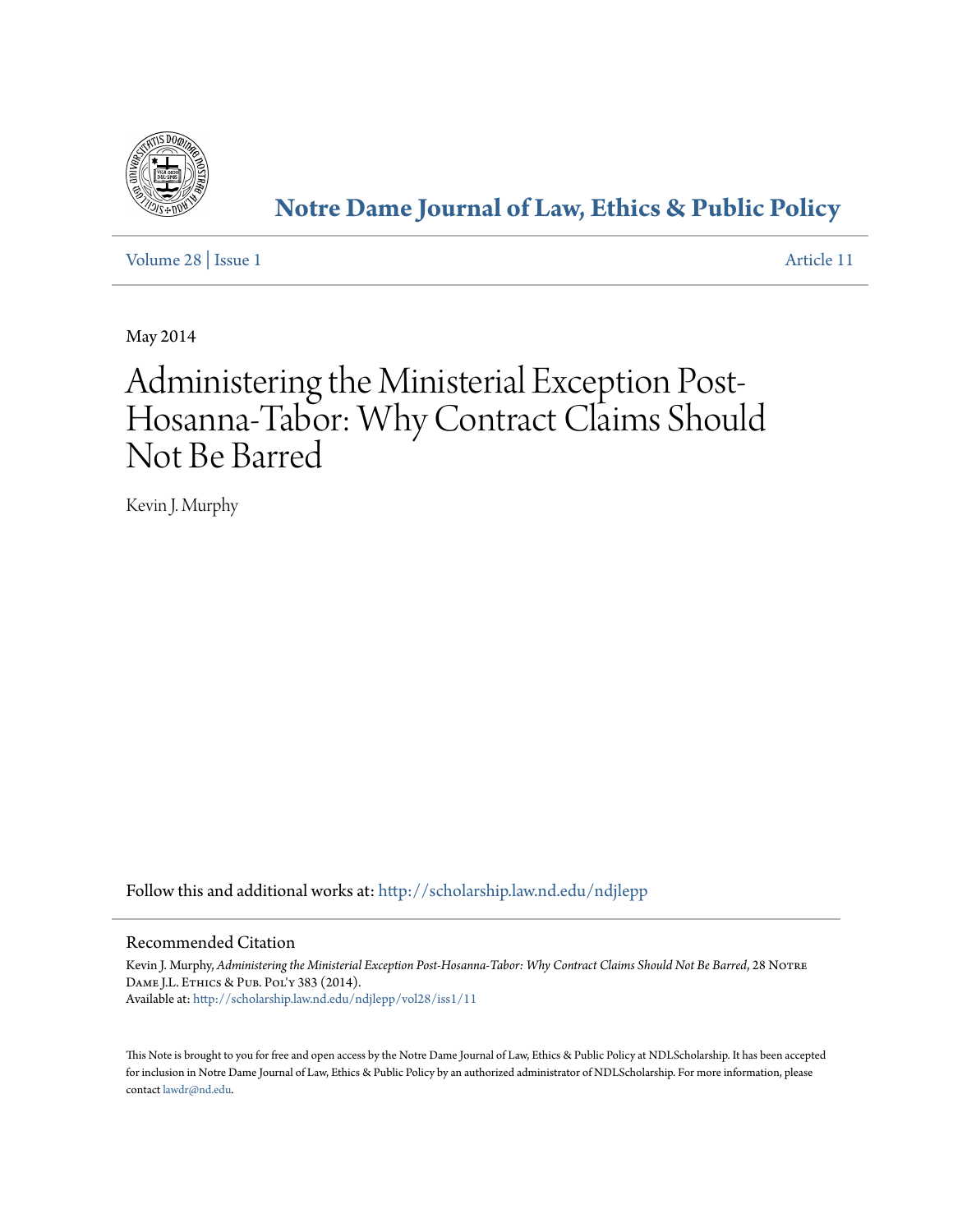# Notre Dame Journal of Law, Ethics & Public Policy

Volume 28 | Issue 1 Article 11

May 2014

# Administering the Ministerial Exception Post-Hosanna-Tabor: Why Contract Claims Should Not Be Barred

Kevin J. Murphy

Follow this and additional works at: http://scholarship.law.nd.edu/ndjlepp

## Recommended Citation

Kevin J. Murphy, *Administering the Ministerial Exception Post-Hosanna-Tabor: Why Contract Claims Should Not Be Barred*, 28 Notre Dame J.L. Ethics & Pub. Pol'y 383 (2014).
Available at: http://scholarship.law.nd.edu/ndjlepp/vol28/iss1/11

This Note is brought to you for free and open access by the Notre Dame Journal of Law, Ethics & Public Policy at NDLScholarship. It has been accepted for inclusion in Notre Dame Journal of Law, Ethics & Public Policy by an authorized administrator of NDLScholarship. For more information, please contact lawdr@nd.edu.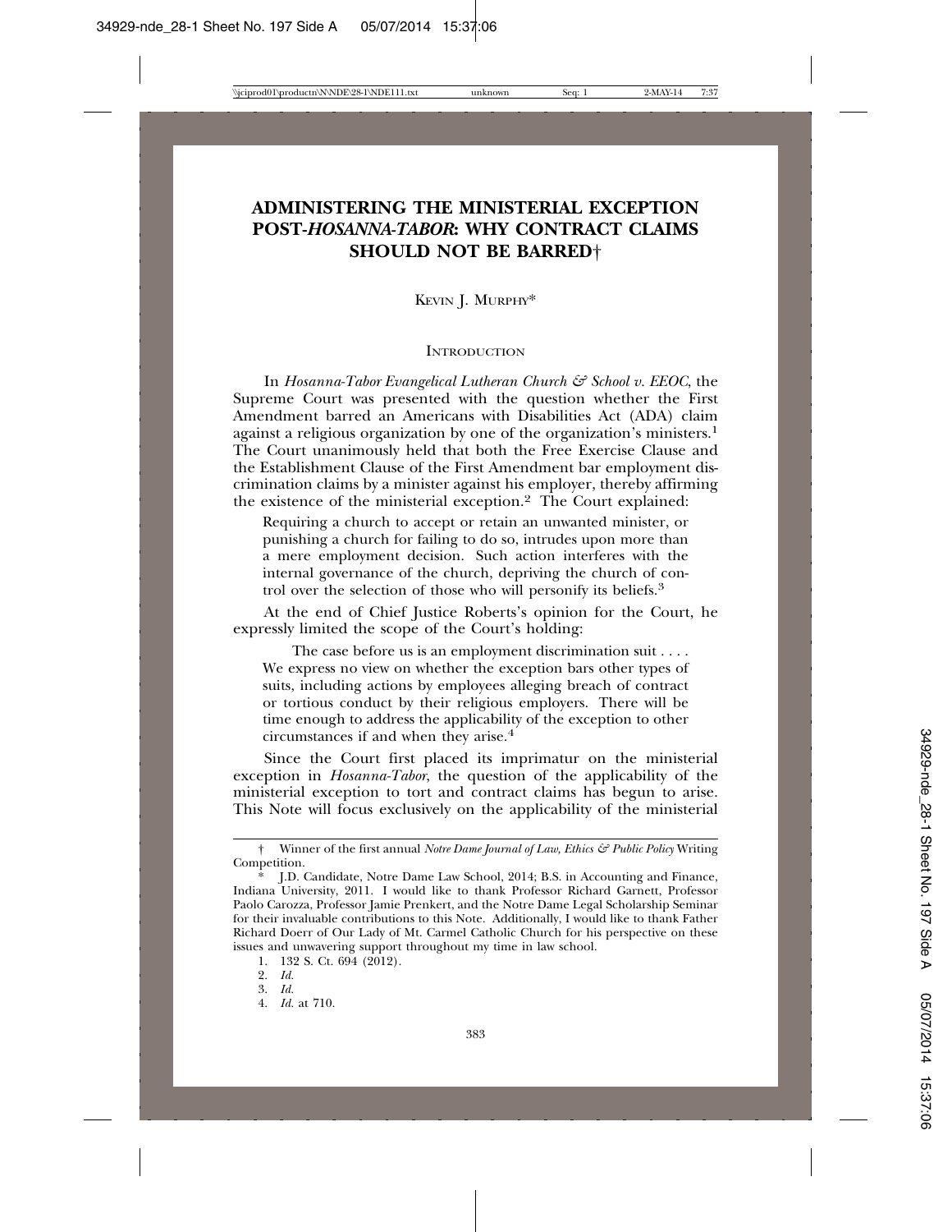# ADMINISTERING THE MINISTERIAL EXCEPTION POST-*HOSANNA-TABOR*: WHY CONTRACT CLAIMS SHOULD NOT BE BARRED†

KEVIN J. MURPHY*

## INTRODUCTION

In *Hosanna-Tabor Evangelical Lutheran Church & School v. EEOC*, the Supreme Court was presented with the question whether the First Amendment barred an Americans with Disabilities Act (ADA) claim against a religious organization by one of the organization's ministers.[1] The Court unanimously held that both the Free Exercise Clause and the Establishment Clause of the First Amendment bar employment discrimination claims by a minister against his employer, thereby affirming the existence of the ministerial exception.[2] The Court explained:

> Requiring a church to accept or retain an unwanted minister, or punishing a church for failing to do so, intrudes upon more than a mere employment decision. Such action interferes with the internal governance of the church, depriving the church of control over the selection of those who will personify its beliefs.[3]

At the end of Chief Justice Roberts's opinion for the Court, he expressly limited the scope of the Court's holding:

> The case before us is an employment discrimination suit . . . . We express no view on whether the exception bars other types of suits, including actions by employees alleging breach of contract or tortious conduct by their religious employers. There will be time enough to address the applicability of the exception to other circumstances if and when they arise.[4]

Since the Court first placed its imprimatur on the ministerial exception in *Hosanna-Tabor*, the question of the applicability of the ministerial exception to tort and contract claims has begun to arise. This Note will focus exclusively on the applicability of the ministerial

---

† Winner of the first annual *Notre Dame Journal of Law, Ethics & Public Policy* Writing Competition.

\* J.D. Candidate, Notre Dame Law School, 2014; B.S. in Accounting and Finance, Indiana University, 2011. I would like to thank Professor Richard Garnett, Professor Paolo Carozza, Professor Jamie Prenkert, and the Notre Dame Legal Scholarship Seminar for their invaluable contributions to this Note. Additionally, I would like to thank Father Richard Doerr of Our Lady of Mt. Carmel Catholic Church for his perspective on these issues and unwavering support throughout my time in law school.

1. 132 S. Ct. 694 (2012).

2. *Id.*

3. *Id.*

4. *Id.* at 710.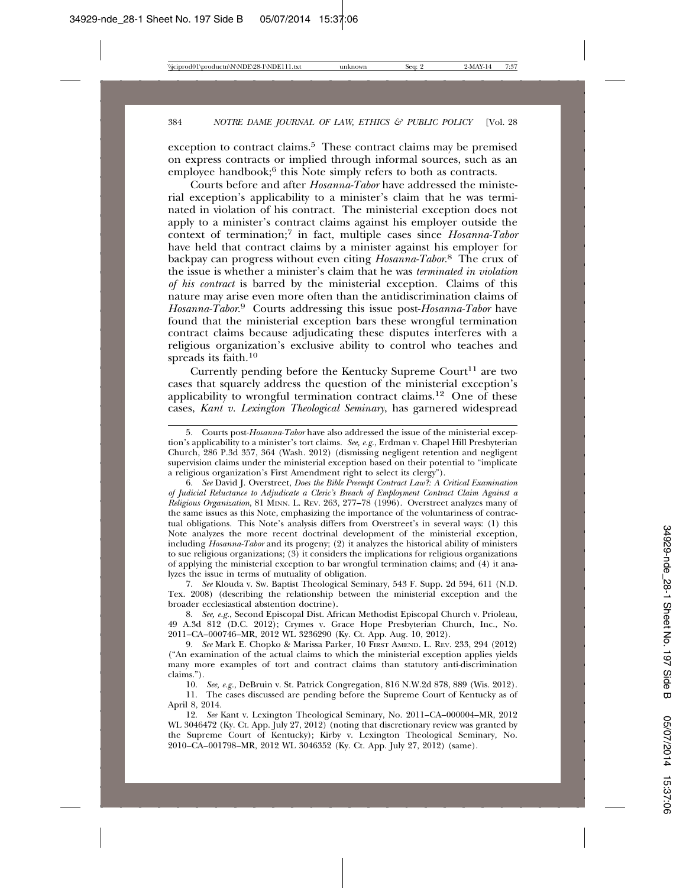exception to contract claims.[5] These contract claims may be premised on express contracts or implied through informal sources, such as an employee handbook;[6] this Note simply refers to both as contracts.

Courts before and after *Hosanna-Tabor* have addressed the ministerial exception's applicability to a minister's claim that he was terminated in violation of his contract. The ministerial exception does not apply to a minister's contract claims against his employer outside the context of termination;[7] in fact, multiple cases since *Hosanna-Tabor* have held that contract claims by a minister against his employer for backpay can progress without even citing *Hosanna-Tabor*.[8] The crux of the issue is whether a minister's claim that he was *terminated in violation of his contract* is barred by the ministerial exception. Claims of this nature may arise even more often than the antidiscrimination claims of *Hosanna-Tabor*.[9] Courts addressing this issue post-*Hosanna-Tabor* have found that the ministerial exception bars these wrongful termination contract claims because adjudicating these disputes interferes with a religious organization's exclusive ability to control who teaches and spreads its faith.[10]

Currently pending before the Kentucky Supreme Court[11] are two cases that squarely address the question of the ministerial exception's applicability to wrongful termination contract claims.[12] One of these cases, *Kant v. Lexington Theological Seminary*, has garnered widespread

---

5. Courts post-*Hosanna-Tabor* have also addressed the issue of the ministerial exception's applicability to a minister's tort claims. *See, e.g.*, Erdman v. Chapel Hill Presbyterian Church, 286 P.3d 357, 364 (Wash. 2012) (dismissing negligent retention and negligent supervision claims under the ministerial exception based on their potential to "implicate a religious organization's First Amendment right to select its clergy").

6. *See* David J. Overstreet, *Does the Bible Preempt Contract Law?: A Critical Examination of Judicial Reluctance to Adjudicate a Cleric's Breach of Employment Contract Claim Against a Religious Organization*, 81 MINN. L. REV. 263, 277–78 (1996). Overstreet analyzes many of the same issues as this Note, emphasizing the importance of the voluntariness of contractual obligations. This Note's analysis differs from Overstreet's in several ways: (1) this Note analyzes the more recent doctrinal development of the ministerial exception, including *Hosanna-Tabor* and its progeny; (2) it analyzes the historical ability of ministers to sue religious organizations; (3) it considers the implications for religious organizations of applying the ministerial exception to bar wrongful termination claims; and (4) it analyzes the issue in terms of mutuality of obligation.

7. *See* Klouda v. Sw. Baptist Theological Seminary, 543 F. Supp. 2d 594, 611 (N.D. Tex. 2008) (describing the relationship between the ministerial exception and the broader ecclesiastical abstention doctrine).

8. *See, e.g.*, Second Episcopal Dist. African Methodist Episcopal Church v. Prioleau, 49 A.3d 812 (D.C. 2012); Crymes v. Grace Hope Presbyterian Church, Inc., No. 2011–CA–000746–MR, 2012 WL 3236290 (Ky. Ct. App. Aug. 10, 2012).

9. *See* Mark E. Chopko & Marissa Parker, 10 FIRST AMEND. L. REV. 233, 294 (2012) ("An examination of the actual claims to which the ministerial exception applies yields many more examples of tort and contract claims than statutory anti-discrimination claims.").

10. *See, e.g.*, DeBruin v. St. Patrick Congregation, 816 N.W.2d 878, 889 (Wis. 2012).

11. The cases discussed are pending before the Supreme Court of Kentucky as of April 8, 2014.

12. *See* Kant v. Lexington Theological Seminary, No. 2011–CA–000004–MR, 2012 WL 3046472 (Ky. Ct. App. July 27, 2012) (noting that discretionary review was granted by the Supreme Court of Kentucky); Kirby v. Lexington Theological Seminary, No. 2010–CA–001798–MR, 2012 WL 3046352 (Ky. Ct. App. July 27, 2012) (same).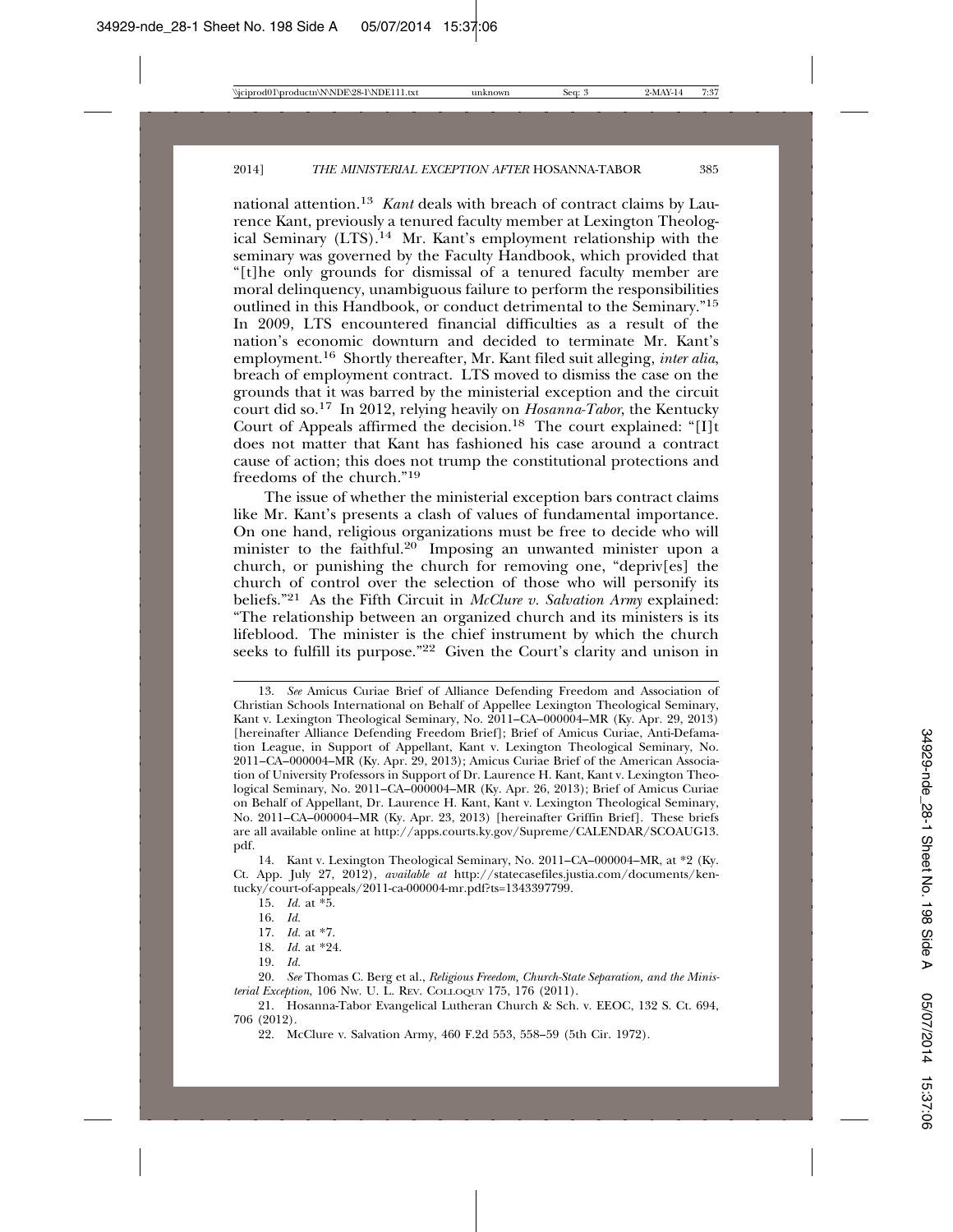national attention.[13] *Kant* deals with breach of contract claims by Laurence Kant, previously a tenured faculty member at Lexington Theological Seminary (LTS).[14] Mr. Kant's employment relationship with the seminary was governed by the Faculty Handbook, which provided that "[t]he only grounds for dismissal of a tenured faculty member are moral delinquency, unambiguous failure to perform the responsibilities outlined in this Handbook, or conduct detrimental to the Seminary."[15] In 2009, LTS encountered financial difficulties as a result of the nation's economic downturn and decided to terminate Mr. Kant's employment.[16] Shortly thereafter, Mr. Kant filed suit alleging, *inter alia*, breach of employment contract. LTS moved to dismiss the case on the grounds that it was barred by the ministerial exception and the circuit court did so.[17] In 2012, relying heavily on *Hosanna-Tabor*, the Kentucky Court of Appeals affirmed the decision.[18] The court explained: "[I]t does not matter that Kant has fashioned his case around a contract cause of action; this does not trump the constitutional protections and freedoms of the church."[19]

The issue of whether the ministerial exception bars contract claims like Mr. Kant's presents a clash of values of fundamental importance. On one hand, religious organizations must be free to decide who will minister to the faithful.[20] Imposing an unwanted minister upon a church, or punishing the church for removing one, "depriv[es] the church of control over the selection of those who will personify its beliefs."[21] As the Fifth Circuit in *McClure v. Salvation Army* explained: "The relationship between an organized church and its ministers is its lifeblood. The minister is the chief instrument by which the church seeks to fulfill its purpose."[22] Given the Court's clarity and unison in

---

13. *See* Amicus Curiae Brief of Alliance Defending Freedom and Association of Christian Schools International on Behalf of Appellee Lexington Theological Seminary, Kant v. Lexington Theological Seminary, No. 2011–CA–000004–MR (Ky. Apr. 29, 2013) [hereinafter Alliance Defending Freedom Brief]; Brief of Amicus Curiae, Anti-Defamation League, in Support of Appellant, Kant v. Lexington Theological Seminary, No. 2011–CA–000004–MR (Ky. Apr. 29, 2013); Amicus Curiae Brief of the American Association of University Professors in Support of Dr. Laurence H. Kant, Kant v. Lexington Theological Seminary, No. 2011–CA–000004–MR (Ky. Apr. 26, 2013); Brief of Amicus Curiae on Behalf of Appellant, Dr. Laurence H. Kant, Kant v. Lexington Theological Seminary, No. 2011–CA–000004–MR (Ky. Apr. 23, 2013) [hereinafter Griffin Brief]. These briefs are all available online at http://apps.courts.ky.gov/Supreme/CALENDAR/SCOAUG13.pdf.

14. Kant v. Lexington Theological Seminary, No. 2011–CA–000004–MR, at *2 (Ky. Ct. App. July 27, 2012), *available at* http://statecasefiles.justia.com/documents/kentucky/court-of-appeals/2011-ca-000004-mr.pdf?ts=1343397799.

15. *Id.* at *5.

16. *Id.*

17. *Id.* at *7.

18. *Id.* at *24.

19. *Id.*

20. *See* Thomas C. Berg et al., *Religious Freedom, Church-State Separation, and the Ministerial Exception*, 106 Nw. U. L. Rev. Colloquy 175, 176 (2011).

21. Hosanna-Tabor Evangelical Lutheran Church & Sch. v. EEOC, 132 S. Ct. 694, 706 (2012).

22. McClure v. Salvation Army, 460 F.2d 553, 558–59 (5th Cir. 1972).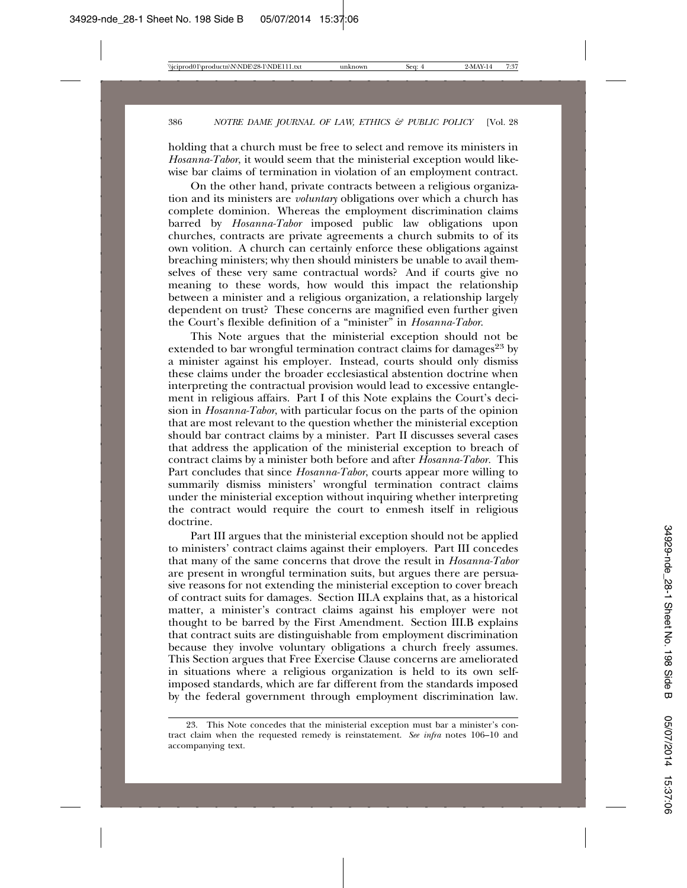holding that a church must be free to select and remove its ministers in *Hosanna-Tabor*, it would seem that the ministerial exception would likewise bar claims of termination in violation of an employment contract.

On the other hand, private contracts between a religious organization and its ministers are *voluntary* obligations over which a church has complete dominion. Whereas the employment discrimination claims barred by *Hosanna-Tabor* imposed public law obligations upon churches, contracts are private agreements a church submits to of its own volition. A church can certainly enforce these obligations against breaching ministers; why then should ministers be unable to avail themselves of these very same contractual words? And if courts give no meaning to these words, how would this impact the relationship between a minister and a religious organization, a relationship largely dependent on trust? These concerns are magnified even further given the Court's flexible definition of a "minister" in *Hosanna-Tabor*.

This Note argues that the ministerial exception should not be extended to bar wrongful termination contract claims for damages[23] by a minister against his employer. Instead, courts should only dismiss these claims under the broader ecclesiastical abstention doctrine when interpreting the contractual provision would lead to excessive entanglement in religious affairs. Part I of this Note explains the Court's decision in *Hosanna-Tabor*, with particular focus on the parts of the opinion that are most relevant to the question whether the ministerial exception should bar contract claims by a minister. Part II discusses several cases that address the application of the ministerial exception to breach of contract claims by a minister both before and after *Hosanna-Tabor*. This Part concludes that since *Hosanna-Tabor*, courts appear more willing to summarily dismiss ministers' wrongful termination contract claims under the ministerial exception without inquiring whether interpreting the contract would require the court to enmesh itself in religious doctrine.

Part III argues that the ministerial exception should not be applied to ministers' contract claims against their employers. Part III concedes that many of the same concerns that drove the result in *Hosanna-Tabor* are present in wrongful termination suits, but argues there are persuasive reasons for not extending the ministerial exception to cover breach of contract suits for damages. Section III.A explains that, as a historical matter, a minister's contract claims against his employer were not thought to be barred by the First Amendment. Section III.B explains that contract suits are distinguishable from employment discrimination because they involve voluntary obligations a church freely assumes. This Section argues that Free Exercise Clause concerns are ameliorated in situations where a religious organization is held to its own self-imposed standards, which are far different from the standards imposed by the federal government through employment discrimination law.

---

23. This Note concedes that the ministerial exception must bar a minister's contract claim when the requested remedy is reinstatement. *See infra* notes 106–10 and accompanying text.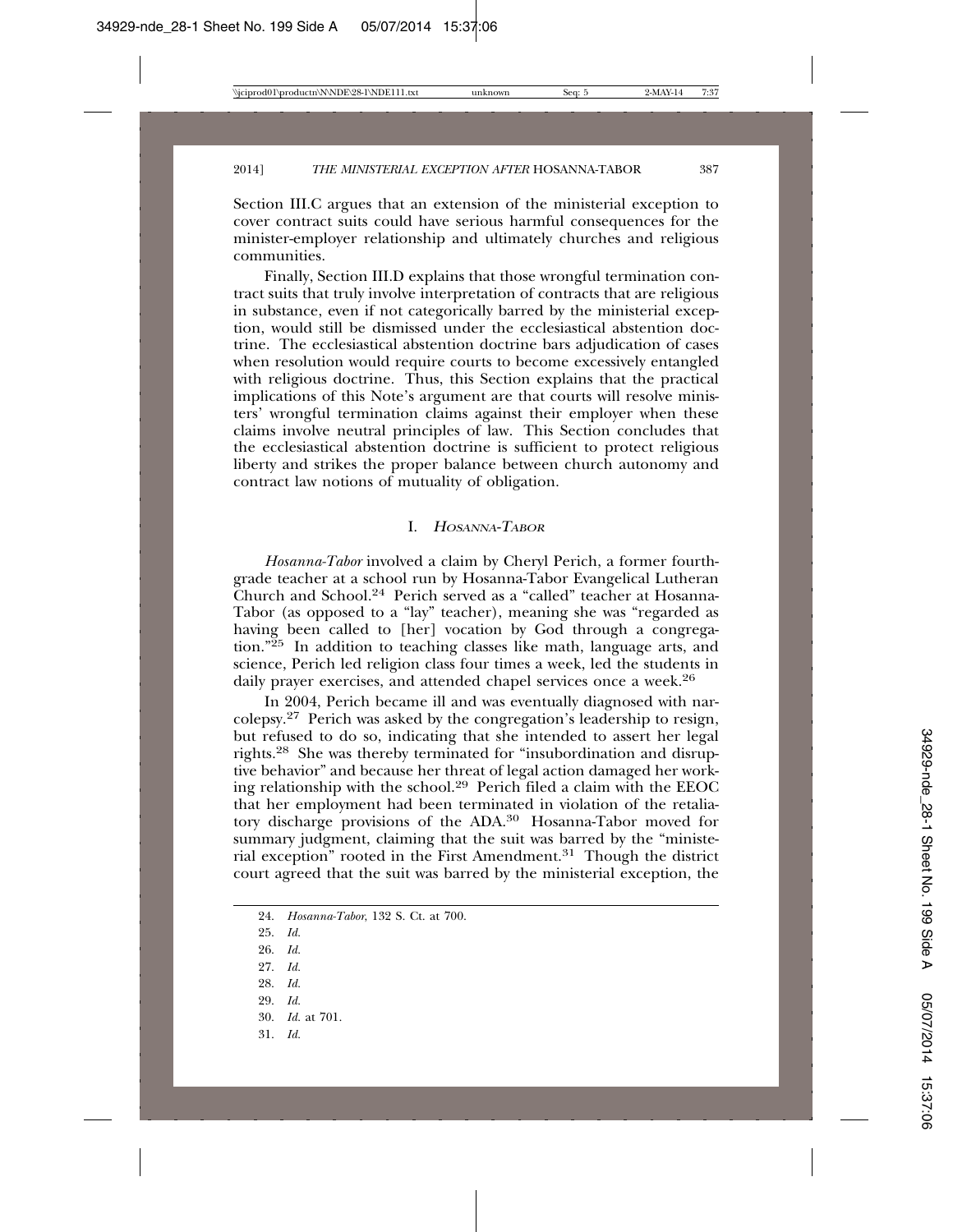Section III.C argues that an extension of the ministerial exception to cover contract suits could have serious harmful consequences for the minister-employer relationship and ultimately churches and religious communities.

Finally, Section III.D explains that those wrongful termination contract suits that truly involve interpretation of contracts that are religious in substance, even if not categorically barred by the ministerial exception, would still be dismissed under the ecclesiastical abstention doctrine. The ecclesiastical abstention doctrine bars adjudication of cases when resolution would require courts to become excessively entangled with religious doctrine. Thus, this Section explains that the practical implications of this Note's argument are that courts will resolve ministers' wrongful termination claims against their employer when these claims involve neutral principles of law. This Section concludes that the ecclesiastical abstention doctrine is sufficient to protect religious liberty and strikes the proper balance between church autonomy and contract law notions of mutuality of obligation.

## I. *Hosanna-Tabor*

*Hosanna-Tabor* involved a claim by Cheryl Perich, a former fourth-grade teacher at a school run by Hosanna-Tabor Evangelical Lutheran Church and School.[24] Perich served as a "called" teacher at Hosanna-Tabor (as opposed to a "lay" teacher), meaning she was "regarded as having been called to [her] vocation by God through a congregation."[25] In addition to teaching classes like math, language arts, and science, Perich led religion class four times a week, led the students in daily prayer exercises, and attended chapel services once a week.[26]

In 2004, Perich became ill and was eventually diagnosed with narcolepsy.[27] Perich was asked by the congregation's leadership to resign, but refused to do so, indicating that she intended to assert her legal rights.[28] She was thereby terminated for "insubordination and disruptive behavior" and because her threat of legal action damaged her working relationship with the school.[29] Perich filed a claim with the EEOC that her employment had been terminated in violation of the retaliatory discharge provisions of the ADA.[30] Hosanna-Tabor moved for summary judgment, claiming that the suit was barred by the "ministerial exception" rooted in the First Amendment.[31] Though the district court agreed that the suit was barred by the ministerial exception, the

---

24. *Hosanna-Tabor*, 132 S. Ct. at 700.

25. *Id.*

26. *Id.*

27. *Id.*

28. *Id.*

29. *Id.*

30. *Id.* at 701.

31. *Id.*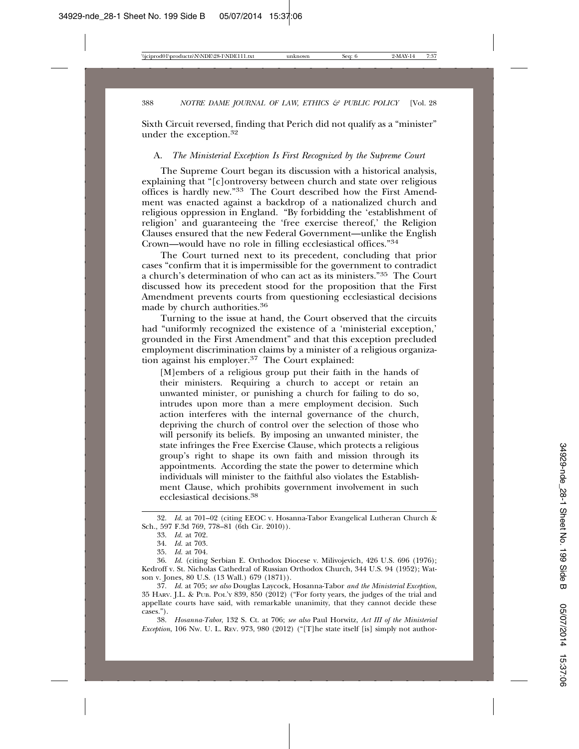Sixth Circuit reversed, finding that Perich did not qualify as a "minister" under the exception.[32]

### A. *The Ministerial Exception Is First Recognized by the Supreme Court*

The Supreme Court began its discussion with a historical analysis, explaining that "[c]ontroversy between church and state over religious offices is hardly new."[33] The Court described how the First Amendment was enacted against a backdrop of a nationalized church and religious oppression in England. "By forbidding the 'establishment of religion' and guaranteeing the 'free exercise thereof,' the Religion Clauses ensured that the new Federal Government—unlike the English Crown—would have no role in filling ecclesiastical offices."[34]

The Court turned next to its precedent, concluding that prior cases "confirm that it is impermissible for the government to contradict a church's determination of who can act as its ministers."[35] The Court discussed how its precedent stood for the proposition that the First Amendment prevents courts from questioning ecclesiastical decisions made by church authorities.[36]

Turning to the issue at hand, the Court observed that the circuits had "uniformly recognized the existence of a 'ministerial exception,' grounded in the First Amendment" and that this exception precluded employment discrimination claims by a minister of a religious organization against his employer.[37] The Court explained:

> [M]embers of a religious group put their faith in the hands of their ministers. Requiring a church to accept or retain an unwanted minister, or punishing a church for failing to do so, intrudes upon more than a mere employment decision. Such action interferes with the internal governance of the church, depriving the church of control over the selection of those who will personify its beliefs. By imposing an unwanted minister, the state infringes the Free Exercise Clause, which protects a religious group's right to shape its own faith and mission through its appointments. According the state the power to determine which individuals will minister to the faithful also violates the Establishment Clause, which prohibits government involvement in such ecclesiastical decisions.[38]

---

32. *Id.* at 701–02 (citing EEOC v. Hosanna-Tabor Evangelical Lutheran Church & Sch., 597 F.3d 769, 778–81 (6th Cir. 2010)).

33. *Id.* at 702.

34. *Id.* at 703.

35. *Id.* at 704.

36. *Id.* (citing Serbian E. Orthodox Diocese v. Milivojevich, 426 U.S. 696 (1976); Kedroff v. St. Nicholas Cathedral of Russian Orthodox Church, 344 U.S. 94 (1952); Watson v. Jones, 80 U.S. (13 Wall.) 679 (1871)).

37. *Id.* at 705; *see also* Douglas Laycock, Hosanna-Tabor *and the Ministerial Exception*, 35 HARV. J.L. & PUB. POL'Y 839, 850 (2012) ("For forty years, the judges of the trial and appellate courts have said, with remarkable unanimity, that they cannot decide these cases.").

38. *Hosanna-Tabor*, 132 S. Ct. at 706; *see also* Paul Horwitz, *Act III of the Ministerial Exception*, 106 NW. U. L. REV. 973, 980 (2012) ("[T]he state itself [is] simply not author-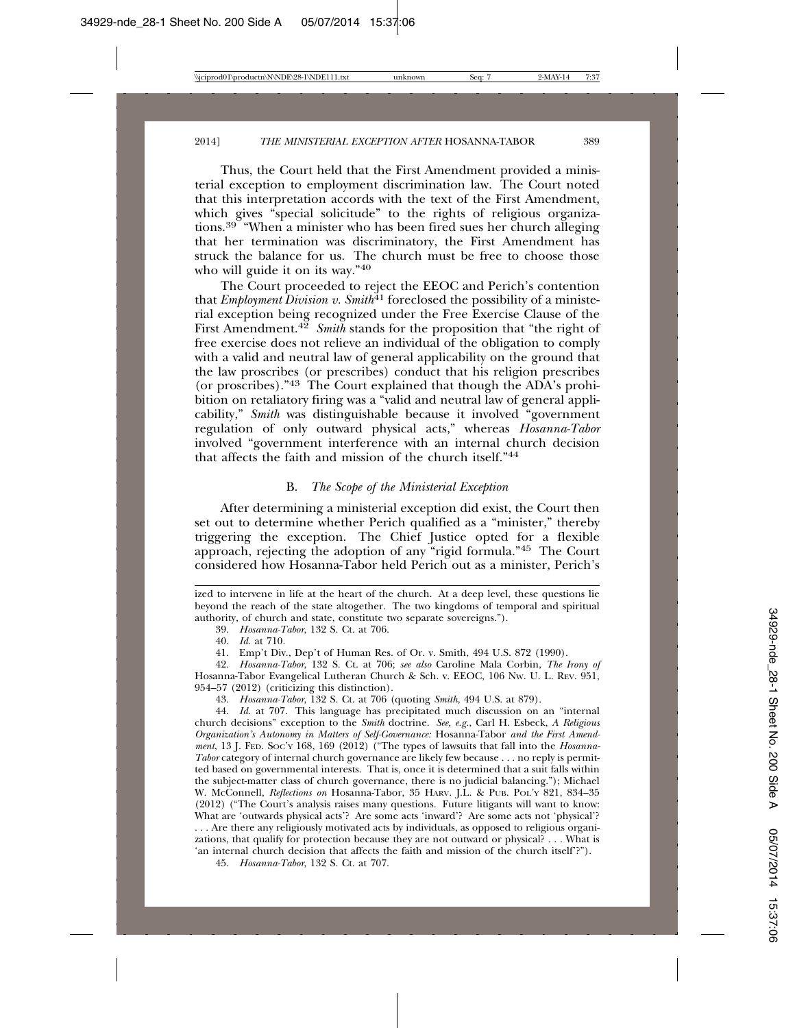Thus, the Court held that the First Amendment provided a ministerial exception to employment discrimination law. The Court noted that this interpretation accords with the text of the First Amendment, which gives "special solicitude" to the rights of religious organizations.[39] "When a minister who has been fired sues her church alleging that her termination was discriminatory, the First Amendment has struck the balance for us. The church must be free to choose those who will guide it on its way."[40]

The Court proceeded to reject the EEOC and Perich's contention that *Employment Division v. Smith*[41] foreclosed the possibility of a ministerial exception being recognized under the Free Exercise Clause of the First Amendment.[42] *Smith* stands for the proposition that "the right of free exercise does not relieve an individual of the obligation to comply with a valid and neutral law of general applicability on the ground that the law proscribes (or prescribes) conduct that his religion prescribes (or proscribes)."[43] The Court explained that though the ADA's prohibition on retaliatory firing was a "valid and neutral law of general applicability," *Smith* was distinguishable because it involved "government regulation of only outward physical acts," whereas *Hosanna-Tabor* involved "government interference with an internal church decision that affects the faith and mission of the church itself."[44]

### B. *The Scope of the Ministerial Exception*

After determining a ministerial exception did exist, the Court then set out to determine whether Perich qualified as a "minister," thereby triggering the exception. The Chief Justice opted for a flexible approach, rejecting the adoption of any "rigid formula."[45] The Court considered how Hosanna-Tabor held Perich out as a minister, Perich's

---

ized to intervene in life at the heart of the church. At a deep level, these questions lie beyond the reach of the state altogether. The two kingdoms of temporal and spiritual authority, of church and state, constitute two separate sovereigns.").

39. *Hosanna-Tabor*, 132 S. Ct. at 706.

40. *Id.* at 710.

41. Emp't Div., Dep't of Human Res. of Or. v. Smith, 494 U.S. 872 (1990).

42. *Hosanna-Tabor*, 132 S. Ct. at 706; *see also* Caroline Mala Corbin, *The Irony of* Hosanna-Tabor Evangelical Lutheran Church & Sch. v. EEOC, 106 Nw. U. L. Rev. 951, 954–57 (2012) (criticizing this distinction).

43. *Hosanna-Tabor*, 132 S. Ct. at 706 (quoting *Smith*, 494 U.S. at 879).

44. *Id.* at 707. This language has precipitated much discussion on an "internal church decisions" exception to the *Smith* doctrine. *See, e.g.*, Carl H. Esbeck, *A Religious Organization's Autonomy in Matters of Self-Governance:* Hosanna-Tabor *and the First Amendment*, 13 J. Fed. Soc'y 168, 169 (2012) ("The types of lawsuits that fall into the *Hosanna-Tabor* category of internal church governance are likely few because . . . no reply is permitted based on governmental interests. That is, once it is determined that a suit falls within the subject-matter class of church governance, there is no judicial balancing."); Michael W. McConnell, *Reflections on* Hosanna-Tabor, 35 Harv. J.L. & Pub. Pol'y 821, 834–35 (2012) ("The Court's analysis raises many questions. Future litigants will want to know: What are 'outwards physical acts'? Are some acts 'inward'? Are some acts not 'physical'? . . . Are there any religiously motivated acts by individuals, as opposed to religious organizations, that qualify for protection because they are not outward or physical? . . . What is 'an internal church decision that affects the faith and mission of the church itself'?").

45. *Hosanna-Tabor*, 132 S. Ct. at 707.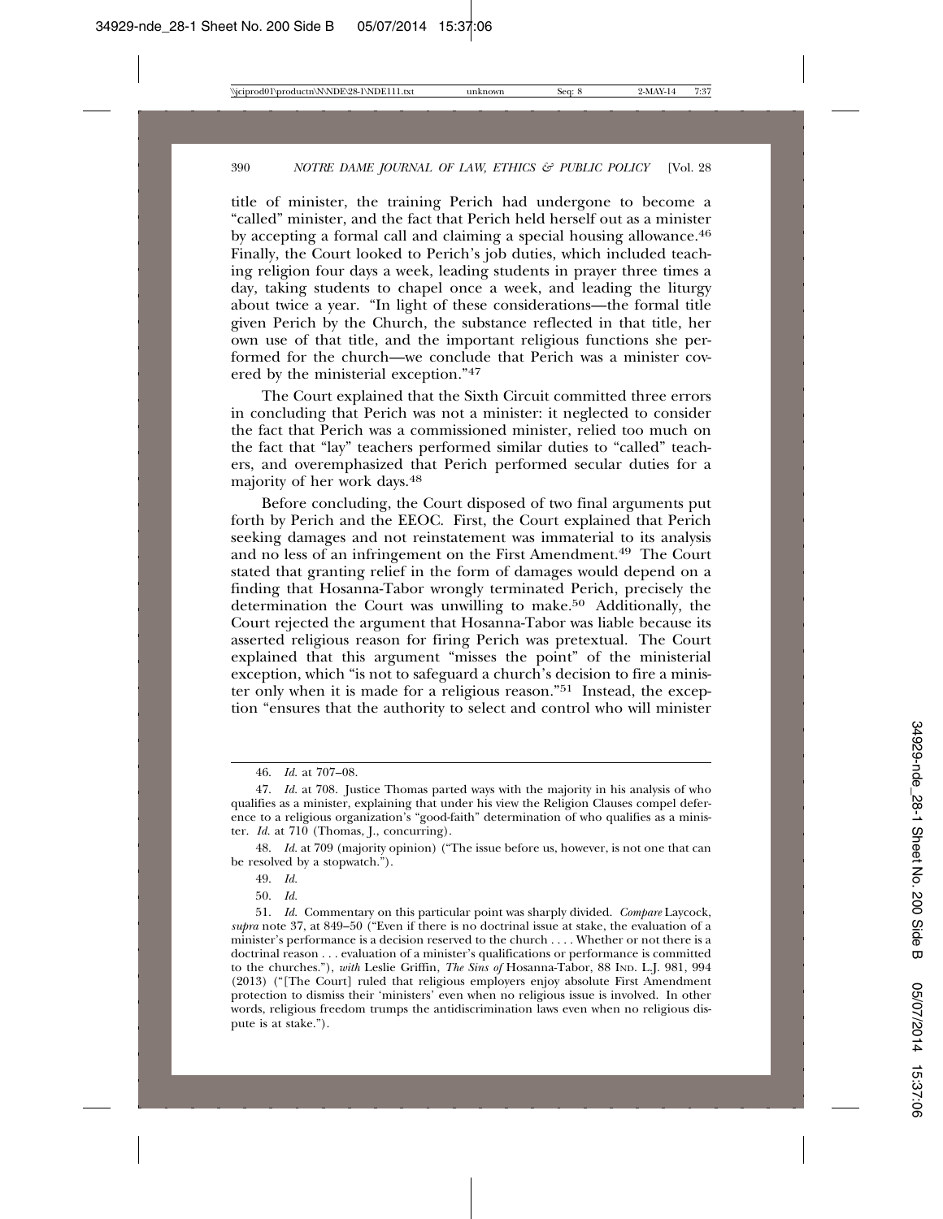title of minister, the training Perich had undergone to become a "called" minister, and the fact that Perich held herself out as a minister by accepting a formal call and claiming a special housing allowance.[46] Finally, the Court looked to Perich's job duties, which included teaching religion four days a week, leading students in prayer three times a day, taking students to chapel once a week, and leading the liturgy about twice a year. "In light of these considerations—the formal title given Perich by the Church, the substance reflected in that title, her own use of that title, and the important religious functions she performed for the church—we conclude that Perich was a minister covered by the ministerial exception."[47]

The Court explained that the Sixth Circuit committed three errors in concluding that Perich was not a minister: it neglected to consider the fact that Perich was a commissioned minister, relied too much on the fact that "lay" teachers performed similar duties to "called" teachers, and overemphasized that Perich performed secular duties for a majority of her work days.[48]

Before concluding, the Court disposed of two final arguments put forth by Perich and the EEOC. First, the Court explained that Perich seeking damages and not reinstatement was immaterial to its analysis and no less of an infringement on the First Amendment.[49] The Court stated that granting relief in the form of damages would depend on a finding that Hosanna-Tabor wrongly terminated Perich, precisely the determination the Court was unwilling to make.[50] Additionally, the Court rejected the argument that Hosanna-Tabor was liable because its asserted religious reason for firing Perich was pretextual. The Court explained that this argument "misses the point" of the ministerial exception, which "is not to safeguard a church's decision to fire a minister only when it is made for a religious reason."[51] Instead, the exception "ensures that the authority to select and control who will minister

---

46. *Id.* at 707–08.

47. *Id.* at 708. Justice Thomas parted ways with the majority in his analysis of who qualifies as a minister, explaining that under his view the Religion Clauses compel deference to a religious organization's "good-faith" determination of who qualifies as a minister. *Id.* at 710 (Thomas, J., concurring).

48. *Id.* at 709 (majority opinion) ("The issue before us, however, is not one that can be resolved by a stopwatch.").

49. *Id.*

50. *Id.*

51. *Id.* Commentary on this particular point was sharply divided. *Compare* Laycock, *supra* note 37, at 849–50 ("Even if there is no doctrinal issue at stake, the evaluation of a minister's performance is a decision reserved to the church . . . . Whether or not there is a doctrinal reason . . . evaluation of a minister's qualifications or performance is committed to the churches."), *with* Leslie Griffin, *The Sins of* Hosanna-Tabor, 88 IND. L.J. 981, 994 (2013) ("[The Court] ruled that religious employers enjoy absolute First Amendment protection to dismiss their 'ministers' even when no religious issue is involved. In other words, religious freedom trumps the antidiscrimination laws even when no religious dispute is at stake.").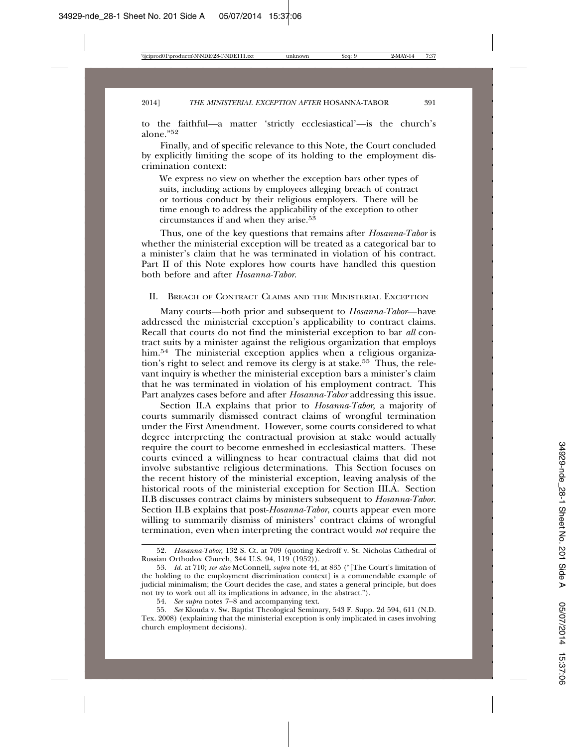to the faithful—a matter 'strictly ecclesiastical'—is the church's alone."[52]

Finally, and of specific relevance to this Note, the Court concluded by explicitly limiting the scope of its holding to the employment discrimination context:

> We express no view on whether the exception bars other types of suits, including actions by employees alleging breach of contract or tortious conduct by their religious employers. There will be time enough to address the applicability of the exception to other circumstances if and when they arise.[53]

Thus, one of the key questions that remains after *Hosanna-Tabor* is whether the ministerial exception will be treated as a categorical bar to a minister's claim that he was terminated in violation of his contract. Part II of this Note explores how courts have handled this question both before and after *Hosanna-Tabor*.

## II. Breach of Contract Claims and the Ministerial Exception

Many courts—both prior and subsequent to *Hosanna-Tabor*—have addressed the ministerial exception's applicability to contract claims. Recall that courts do not find the ministerial exception to bar *all* contract suits by a minister against the religious organization that employs him.[54] The ministerial exception applies when a religious organization's right to select and remove its clergy is at stake.[55] Thus, the relevant inquiry is whether the ministerial exception bars a minister's claim that he was terminated in violation of his employment contract. This Part analyzes cases before and after *Hosanna-Tabor* addressing this issue.

Section II.A explains that prior to *Hosanna-Tabor*, a majority of courts summarily dismissed contract claims of wrongful termination under the First Amendment. However, some courts considered to what degree interpreting the contractual provision at stake would actually require the court to become enmeshed in ecclesiastical matters. These courts evinced a willingness to hear contractual claims that did not involve substantive religious determinations. This Section focuses on the recent history of the ministerial exception, leaving analysis of the historical roots of the ministerial exception for Section III.A. Section II.B discusses contract claims by ministers subsequent to *Hosanna-Tabor*. Section II.B explains that post-*Hosanna-Tabor*, courts appear even more willing to summarily dismiss of ministers' contract claims of wrongful termination, even when interpreting the contract would *not* require the

---

52. *Hosanna-Tabor*, 132 S. Ct. at 709 (quoting Kedroff v. St. Nicholas Cathedral of Russian Orthodox Church, 344 U.S. 94, 119 (1952)).

53. *Id.* at 710; *see also* McConnell, *supra* note 44, at 835 ("[The Court's limitation of the holding to the employment discrimination context] is a commendable example of judicial minimalism; the Court decides the case, and states a general principle, but does not try to work out all its implications in advance, in the abstract.").

54. *See supra* notes 7–8 and accompanying text.

55. *See* Klouda v. Sw. Baptist Theological Seminary, 543 F. Supp. 2d 594, 611 (N.D. Tex. 2008) (explaining that the ministerial exception is only implicated in cases involving church employment decisions).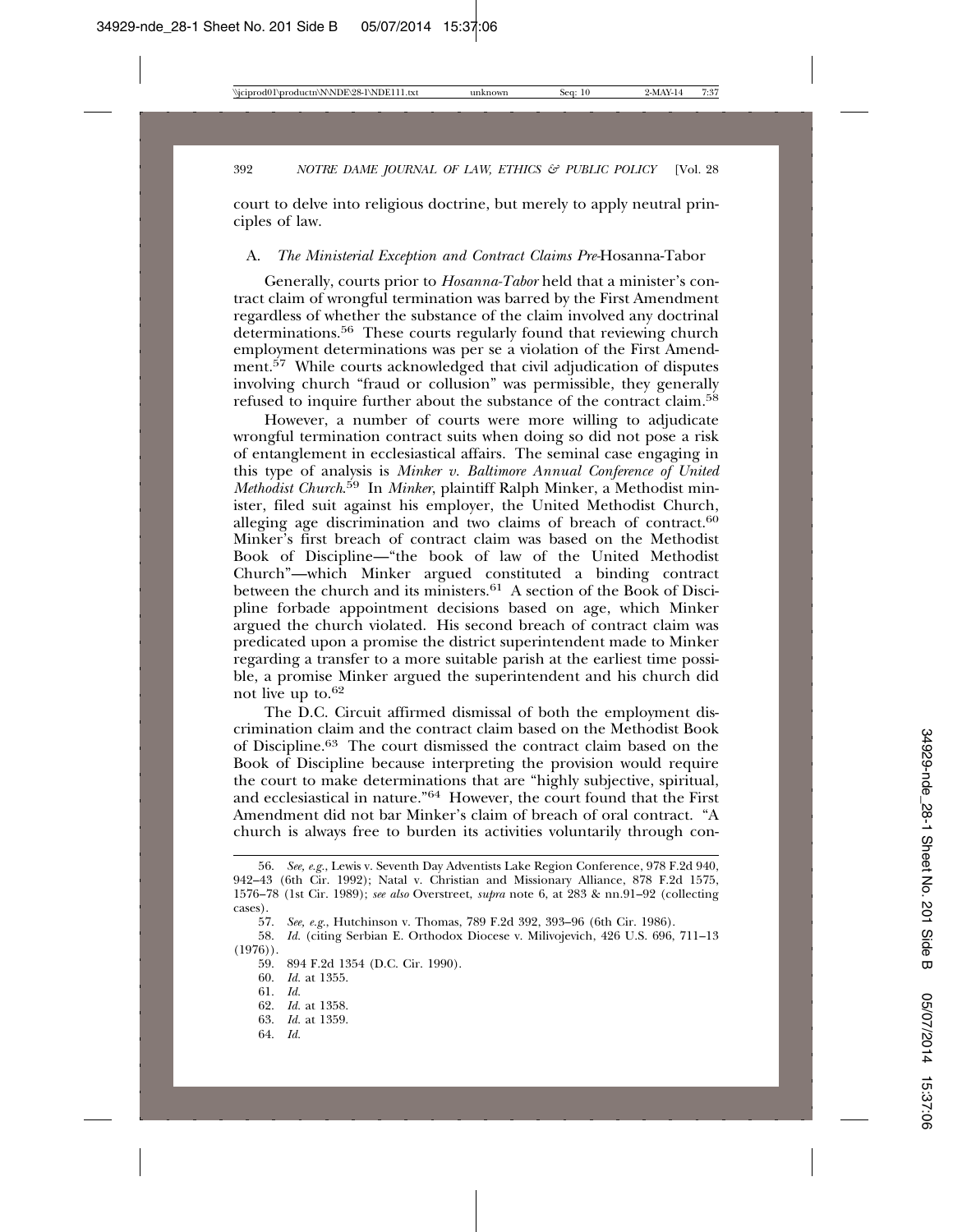court to delve into religious doctrine, but merely to apply neutral principles of law.

### A. *The Ministerial Exception and Contract Claims Pre-*Hosanna-Tabor

Generally, courts prior to *Hosanna-Tabor* held that a minister's contract claim of wrongful termination was barred by the First Amendment regardless of whether the substance of the claim involved any doctrinal determinations.[56] These courts regularly found that reviewing church employment determinations was per se a violation of the First Amendment.[57] While courts acknowledged that civil adjudication of disputes involving church "fraud or collusion" was permissible, they generally refused to inquire further about the substance of the contract claim.[58]

However, a number of courts were more willing to adjudicate wrongful termination contract suits when doing so did not pose a risk of entanglement in ecclesiastical affairs. The seminal case engaging in this type of analysis is *Minker v. Baltimore Annual Conference of United Methodist Church*.[59] In *Minker*, plaintiff Ralph Minker, a Methodist minister, filed suit against his employer, the United Methodist Church, alleging age discrimination and two claims of breach of contract.[60] Minker's first breach of contract claim was based on the Methodist Book of Discipline—"the book of law of the United Methodist Church"—which Minker argued constituted a binding contract between the church and its ministers.[61] A section of the Book of Discipline forbade appointment decisions based on age, which Minker argued the church violated. His second breach of contract claim was predicated upon a promise the district superintendent made to Minker regarding a transfer to a more suitable parish at the earliest time possible, a promise Minker argued the superintendent and his church did not live up to.[62]

The D.C. Circuit affirmed dismissal of both the employment discrimination claim and the contract claim based on the Methodist Book of Discipline.[63] The court dismissed the contract claim based on the Book of Discipline because interpreting the provision would require the court to make determinations that are "highly subjective, spiritual, and ecclesiastical in nature."[64] However, the court found that the First Amendment did not bar Minker's claim of breach of oral contract. "A church is always free to burden its activities voluntarily through con-

---

56. *See, e.g.*, Lewis v. Seventh Day Adventists Lake Region Conference, 978 F.2d 940, 942–43 (6th Cir. 1992); Natal v. Christian and Missionary Alliance, 878 F.2d 1575, 1576–78 (1st Cir. 1989); *see also* Overstreet, *supra* note 6, at 283 & nn.91–92 (collecting cases).

57. *See, e.g.*, Hutchinson v. Thomas, 789 F.2d 392, 393–96 (6th Cir. 1986).

58. *Id.* (citing Serbian E. Orthodox Diocese v. Milivojevich, 426 U.S. 696, 711–13 (1976)).

59. 894 F.2d 1354 (D.C. Cir. 1990).

60. *Id.* at 1355.

61. *Id.*

62. *Id.* at 1358.

63. *Id.* at 1359.

64. *Id.*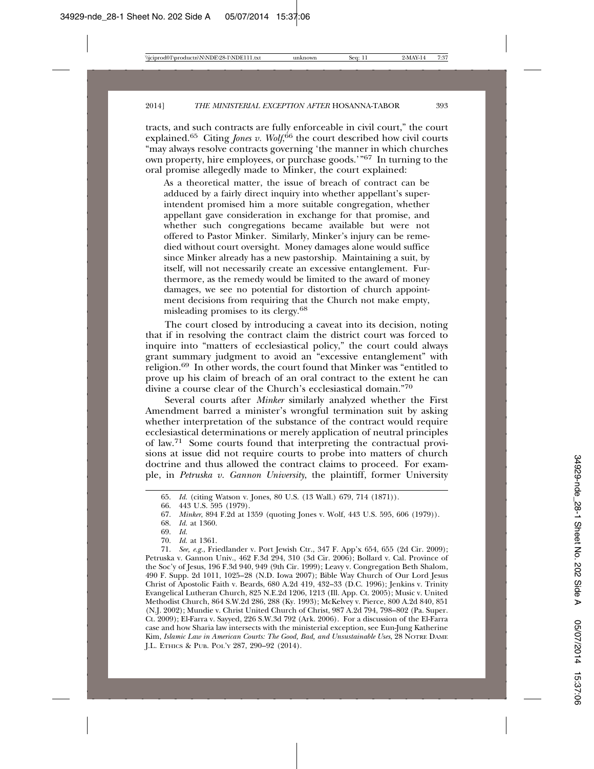tracts, and such contracts are fully enforceable in civil court," the court explained.[65] Citing *Jones v. Wolf*,[66] the court described how civil courts "may always resolve contracts governing 'the manner in which churches own property, hire employees, or purchase goods.'"[67] In turning to the oral promise allegedly made to Minker, the court explained:

> As a theoretical matter, the issue of breach of contract can be adduced by a fairly direct inquiry into whether appellant's superintendent promised him a more suitable congregation, whether appellant gave consideration in exchange for that promise, and whether such congregations became available but were not offered to Pastor Minker. Similarly, Minker's injury can be remedied without court oversight. Money damages alone would suffice since Minker already has a new pastorship. Maintaining a suit, by itself, will not necessarily create an excessive entanglement. Furthermore, as the remedy would be limited to the award of money damages, we see no potential for distortion of church appointment decisions from requiring that the Church not make empty, misleading promises to its clergy.[68]

The court closed by introducing a caveat into its decision, noting that if in resolving the contract claim the district court was forced to inquire into "matters of ecclesiastical policy," the court could always grant summary judgment to avoid an "excessive entanglement" with religion.[69] In other words, the court found that Minker was "entitled to prove up his claim of breach of an oral contract to the extent he can divine a course clear of the Church's ecclesiastical domain."[70]

Several courts after *Minker* similarly analyzed whether the First Amendment barred a minister's wrongful termination suit by asking whether interpretation of the substance of the contract would require ecclesiastical determinations or merely application of neutral principles of law.[71] Some courts found that interpreting the contractual provisions at issue did not require courts to probe into matters of church doctrine and thus allowed the contract claims to proceed. For example, in *Petruska v. Gannon University*, the plaintiff, former University

---

65. *Id.* (citing Watson v. Jones, 80 U.S. (13 Wall.) 679, 714 (1871)).

66. 443 U.S. 595 (1979).

67. *Minker*, 894 F.2d at 1359 (quoting Jones v. Wolf, 443 U.S. 595, 606 (1979)).

68. *Id.* at 1360.

69. *Id.*

70. *Id.* at 1361.

71. *See, e.g.*, Friedlander v. Port Jewish Ctr., 347 F. App'x 654, 655 (2d Cir. 2009); Petruska v. Gannon Univ., 462 F.3d 294, 310 (3d Cir. 2006); Bollard v. Cal. Province of the Soc'y of Jesus, 196 F.3d 940, 949 (9th Cir. 1999); Leavy v. Congregation Beth Shalom, 490 F. Supp. 2d 1011, 1025–28 (N.D. Iowa 2007); Bible Way Church of Our Lord Jesus Christ of Apostolic Faith v. Beards, 680 A.2d 419, 432–33 (D.C. 1996); Jenkins v. Trinity Evangelical Lutheran Church, 825 N.E.2d 1206, 1213 (Ill. App. Ct. 2005); Music v. United Methodist Church, 864 S.W.2d 286, 288 (Ky. 1993); McKelvey v. Pierce, 800 A.2d 840, 851 (N.J. 2002); Mundie v. Christ United Church of Christ, 987 A.2d 794, 798–802 (Pa. Super. Ct. 2009); El-Farra v. Sayyed, 226 S.W.3d 792 (Ark. 2006). For a discussion of the El-Farra case and how Sharia law intersects with the ministerial exception, see Eun-Jung Katherine Kim, *Islamic Law in American Courts: The Good, Bad, and Unsustainable Uses*, 28 NOTRE DAME J.L. ETHICS & PUB. POL'Y 287, 290–92 (2014).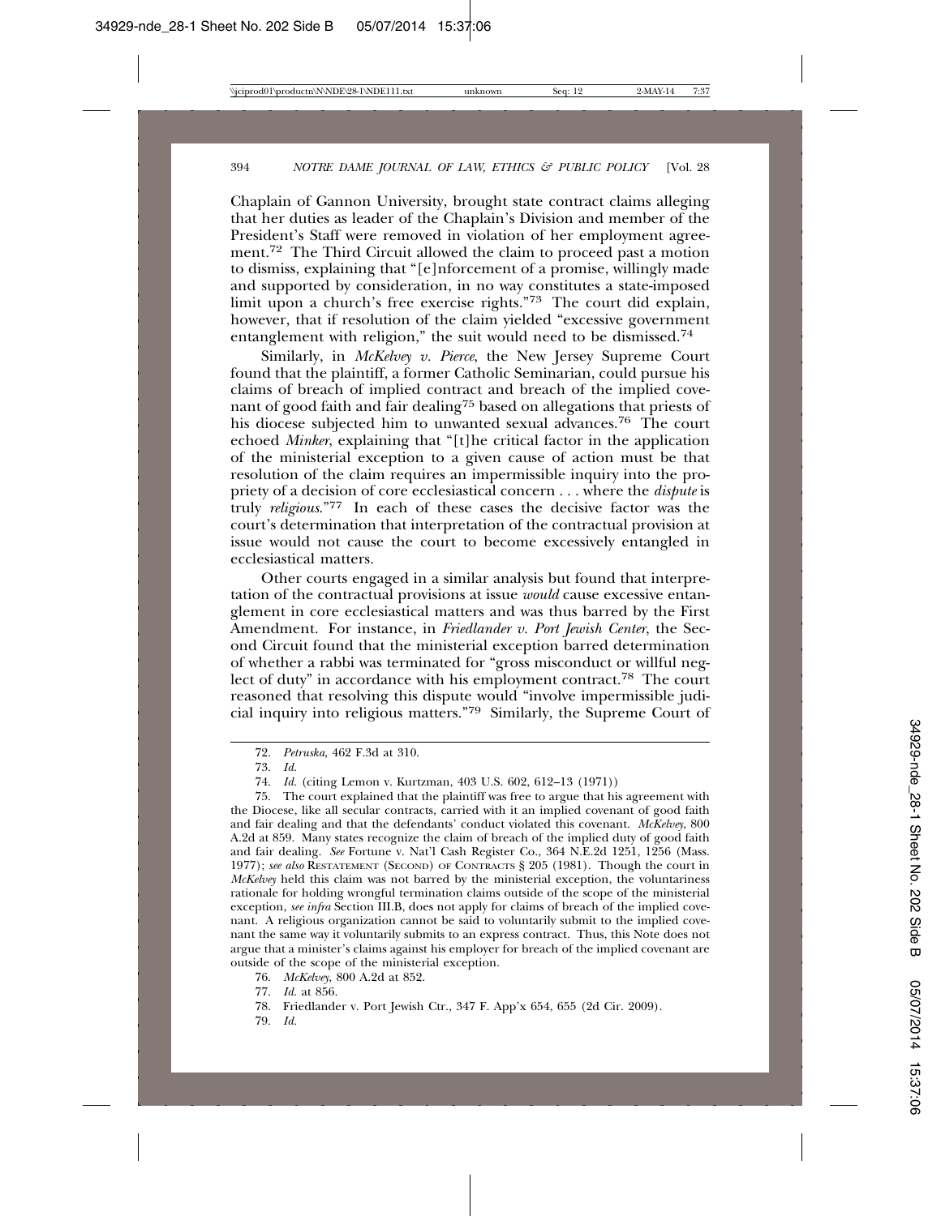Chaplain of Gannon University, brought state contract claims alleging that her duties as leader of the Chaplain's Division and member of the President's Staff were removed in violation of her employment agreement.[72] The Third Circuit allowed the claim to proceed past a motion to dismiss, explaining that "[e]nforcement of a promise, willingly made and supported by consideration, in no way constitutes a state-imposed limit upon a church's free exercise rights."[73] The court did explain, however, that if resolution of the claim yielded "excessive government entanglement with religion," the suit would need to be dismissed.[74]

Similarly, in *McKelvey v. Pierce*, the New Jersey Supreme Court found that the plaintiff, a former Catholic Seminarian, could pursue his claims of breach of implied contract and breach of the implied covenant of good faith and fair dealing[75] based on allegations that priests of his diocese subjected him to unwanted sexual advances.[76] The court echoed *Minker*, explaining that "[t]he critical factor in the application of the ministerial exception to a given cause of action must be that resolution of the claim requires an impermissible inquiry into the propriety of a decision of core ecclesiastical concern . . . where the *dispute* is truly *religious*."[77] In each of these cases the decisive factor was the court's determination that interpretation of the contractual provision at issue would not cause the court to become excessively entangled in ecclesiastical matters.

Other courts engaged in a similar analysis but found that interpretation of the contractual provisions at issue *would* cause excessive entanglement in core ecclesiastical matters and was thus barred by the First Amendment. For instance, in *Friedlander v. Port Jewish Center*, the Second Circuit found that the ministerial exception barred determination of whether a rabbi was terminated for "gross misconduct or willful neglect of duty" in accordance with his employment contract.[78] The court reasoned that resolving this dispute would "involve impermissible judicial inquiry into religious matters."[79] Similarly, the Supreme Court of

---

72. *Petruska*, 462 F.3d at 310.

73. *Id.*

74. *Id.* (citing Lemon v. Kurtzman, 403 U.S. 602, 612–13 (1971))

75. The court explained that the plaintiff was free to argue that his agreement with the Diocese, like all secular contracts, carried with it an implied covenant of good faith and fair dealing and that the defendants' conduct violated this covenant. *McKelvey*, 800 A.2d at 859. Many states recognize the claim of breach of the implied duty of good faith and fair dealing. *See* Fortune v. Nat'l Cash Register Co., 364 N.E.2d 1251, 1256 (Mass. 1977); *see also* RESTATEMENT (SECOND) OF CONTRACTS § 205 (1981). Though the court in *McKelvey* held this claim was not barred by the ministerial exception, the voluntariness rationale for holding wrongful termination claims outside of the scope of the ministerial exception, *see infra* Section III.B, does not apply for claims of breach of the implied covenant. A religious organization cannot be said to voluntarily submit to the implied covenant the same way it voluntarily submits to an express contract. Thus, this Note does not argue that a minister's claims against his employer for breach of the implied covenant are outside of the scope of the ministerial exception.

76. *McKelvey*, 800 A.2d at 852.

77. *Id.* at 856.

78. Friedlander v. Port Jewish Ctr., 347 F. App'x 654, 655 (2d Cir. 2009).

79. *Id.*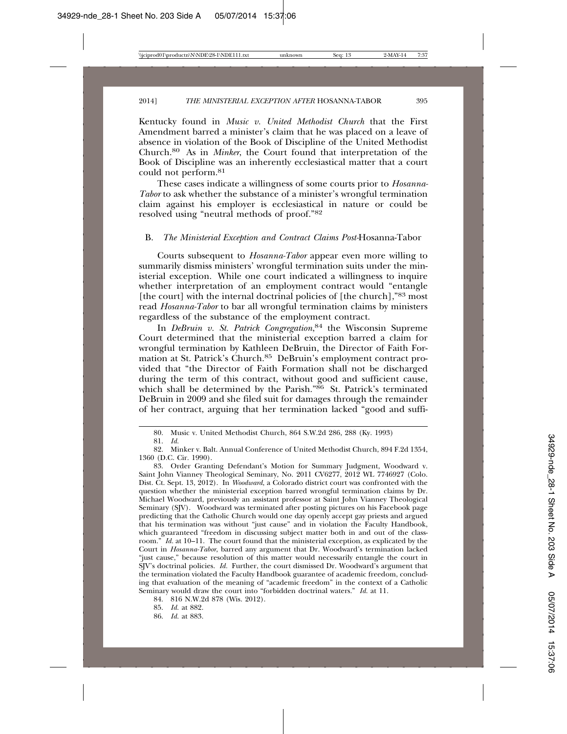Kentucky found in *Music v. United Methodist Church* that the First Amendment barred a minister's claim that he was placed on a leave of absence in violation of the Book of Discipline of the United Methodist Church.[80] As in *Minker*, the Court found that interpretation of the Book of Discipline was an inherently ecclesiastical matter that a court could not perform.[81]

These cases indicate a willingness of some courts prior to *Hosanna-Tabor* to ask whether the substance of a minister's wrongful termination claim against his employer is ecclesiastical in nature or could be resolved using "neutral methods of proof."[82]

### B. *The Ministerial Exception and Contract Claims Post-*Hosanna-Tabor

Courts subsequent to *Hosanna-Tabor* appear even more willing to summarily dismiss ministers' wrongful termination suits under the ministerial exception. While one court indicated a willingness to inquire whether interpretation of an employment contract would "entangle [the court] with the internal doctrinal policies of [the church],"[83] most read *Hosanna-Tabor* to bar all wrongful termination claims by ministers regardless of the substance of the employment contract.

In *DeBruin v. St. Patrick Congregation*,[84] the Wisconsin Supreme Court determined that the ministerial exception barred a claim for wrongful termination by Kathleen DeBruin, the Director of Faith Formation at St. Patrick's Church.[85] DeBruin's employment contract provided that "the Director of Faith Formation shall not be discharged during the term of this contract, without good and sufficient cause, which shall be determined by the Parish."[86] St. Patrick's terminated DeBruin in 2009 and she filed suit for damages through the remainder of her contract, arguing that her termination lacked "good and suffi-

---

80. Music v. United Methodist Church, 864 S.W.2d 286, 288 (Ky. 1993)

81. *Id.*

82. Minker v. Balt. Annual Conference of United Methodist Church, 894 F.2d 1354, 1360 (D.C. Cir. 1990).

83. Order Granting Defendant's Motion for Summary Judgment, Woodward v. Saint John Vianney Theological Seminary, No. 2011 CV6277, 2012 WL 7746927 (Colo. Dist. Ct. Sept. 13, 2012). In *Woodward*, a Colorado district court was confronted with the question whether the ministerial exception barred wrongful termination claims by Dr. Michael Woodward, previously an assistant professor at Saint John Vianney Theological Seminary (SJV). Woodward was terminated after posting pictures on his Facebook page predicting that the Catholic Church would one day openly accept gay priests and argued that his termination was without "just cause" and in violation the Faculty Handbook, which guaranteed "freedom in discussing subject matter both in and out of the classroom." *Id.* at 10–11. The court found that the ministerial exception, as explicated by the Court in *Hosanna-Tabor*, barred any argument that Dr. Woodward's termination lacked "just cause," because resolution of this matter would necessarily entangle the court in SJV's doctrinal policies. *Id.* Further, the court dismissed Dr. Woodward's argument that the termination violated the Faculty Handbook guarantee of academic freedom, concluding that evaluation of the meaning of "academic freedom" in the context of a Catholic Seminary would draw the court into "forbidden doctrinal waters." *Id.* at 11.

84. 816 N.W.2d 878 (Wis. 2012).

85. *Id.* at 882.

86. *Id.* at 883.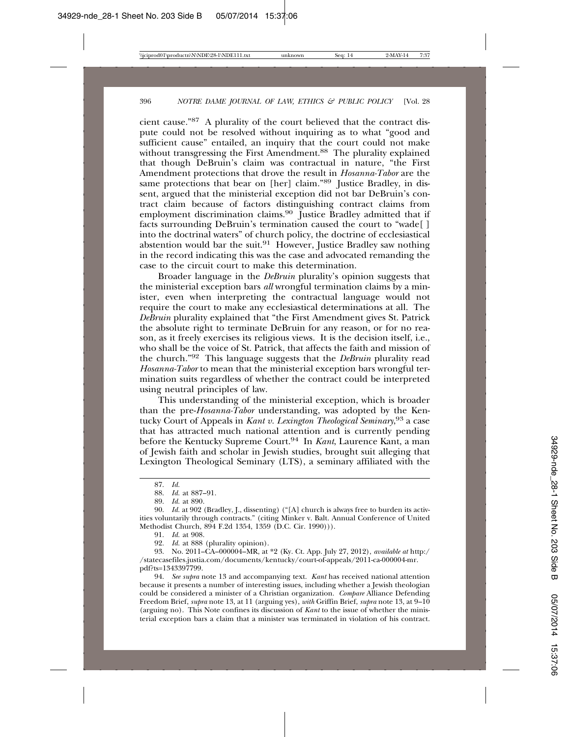cient cause."[87] A plurality of the court believed that the contract dispute could not be resolved without inquiring as to what "good and sufficient cause" entailed, an inquiry that the court could not make without transgressing the First Amendment.[88] The plurality explained that though DeBruin's claim was contractual in nature, "the First Amendment protections that drove the result in *Hosanna-Tabor* are the same protections that bear on [her] claim."[89] Justice Bradley, in dissent, argued that the ministerial exception did not bar DeBruin's contract claim because of factors distinguishing contract claims from employment discrimination claims.[90] Justice Bradley admitted that if facts surrounding DeBruin's termination caused the court to "wade[ ] into the doctrinal waters" of church policy, the doctrine of ecclesiastical abstention would bar the suit.[91] However, Justice Bradley saw nothing in the record indicating this was the case and advocated remanding the case to the circuit court to make this determination.

Broader language in the *DeBruin* plurality's opinion suggests that the ministerial exception bars *all* wrongful termination claims by a minister, even when interpreting the contractual language would not require the court to make any ecclesiastical determinations at all. The *DeBruin* plurality explained that "the First Amendment gives St. Patrick the absolute right to terminate DeBruin for any reason, or for no reason, as it freely exercises its religious views. It is the decision itself, i.e., who shall be the voice of St. Patrick, that affects the faith and mission of the church."[92] This language suggests that the *DeBruin* plurality read *Hosanna-Tabor* to mean that the ministerial exception bars wrongful termination suits regardless of whether the contract could be interpreted using neutral principles of law.

This understanding of the ministerial exception, which is broader than the pre-*Hosanna-Tabor* understanding, was adopted by the Kentucky Court of Appeals in *Kant v. Lexington Theological Seminary*,[93] a case that has attracted much national attention and is currently pending before the Kentucky Supreme Court.[94] In *Kant*, Laurence Kant, a man of Jewish faith and scholar in Jewish studies, brought suit alleging that Lexington Theological Seminary (LTS), a seminary affiliated with the

---

87. *Id.*

88. *Id.* at 887–91.

89. *Id.* at 890.

90. *Id.* at 902 (Bradley, J., dissenting) ("[A] church is always free to burden its activities voluntarily through contracts." (citing Minker v. Balt. Annual Conference of United Methodist Church, 894 F.2d 1354, 1359 (D.C. Cir. 1990))).

91. *Id.* at 908.

92. *Id.* at 888 (plurality opinion).

93. No. 2011–CA–000004–MR, at *2 (Ky. Ct. App. July 27, 2012), *available at* http://statecasefiles.justia.com/documents/kentucky/court-of-appeals/2011-ca-000004-mr.pdf?ts=1343397799.

94. *See supra* note 13 and accompanying text. *Kant* has received national attention because it presents a number of interesting issues, including whether a Jewish theologian could be considered a minister of a Christian organization. *Compare* Alliance Defending Freedom Brief, *supra* note 13, at 11 (arguing yes), *with* Griffin Brief, *supra* note 13, at 9–10 (arguing no). This Note confines its discussion of *Kant* to the issue of whether the ministerial exception bars a claim that a minister was terminated in violation of his contract.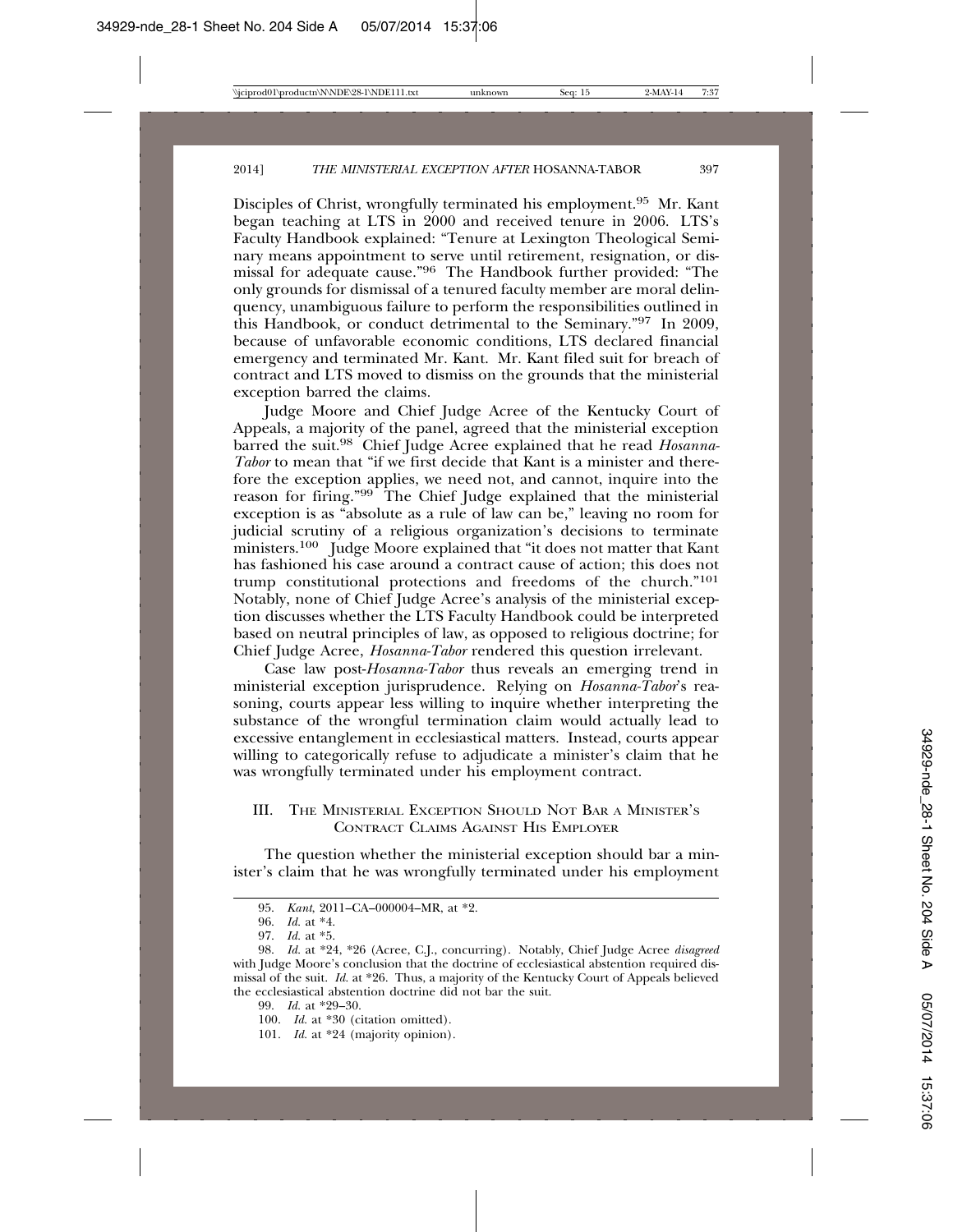Disciples of Christ, wrongfully terminated his employment.[95] Mr. Kant began teaching at LTS in 2000 and received tenure in 2006. LTS's Faculty Handbook explained: "Tenure at Lexington Theological Seminary means appointment to serve until retirement, resignation, or dismissal for adequate cause."[96] The Handbook further provided: "The only grounds for dismissal of a tenured faculty member are moral delinquency, unambiguous failure to perform the responsibilities outlined in this Handbook, or conduct detrimental to the Seminary."[97] In 2009, because of unfavorable economic conditions, LTS declared financial emergency and terminated Mr. Kant. Mr. Kant filed suit for breach of contract and LTS moved to dismiss on the grounds that the ministerial exception barred the claims.

Judge Moore and Chief Judge Acree of the Kentucky Court of Appeals, a majority of the panel, agreed that the ministerial exception barred the suit.[98] Chief Judge Acree explained that he read *Hosanna-Tabor* to mean that "if we first decide that Kant is a minister and therefore the exception applies, we need not, and cannot, inquire into the reason for firing."[99] The Chief Judge explained that the ministerial exception is as "absolute as a rule of law can be," leaving no room for judicial scrutiny of a religious organization's decisions to terminate ministers.[100] Judge Moore explained that "it does not matter that Kant has fashioned his case around a contract cause of action; this does not trump constitutional protections and freedoms of the church."[101] Notably, none of Chief Judge Acree's analysis of the ministerial exception discusses whether the LTS Faculty Handbook could be interpreted based on neutral principles of law, as opposed to religious doctrine; for Chief Judge Acree, *Hosanna-Tabor* rendered this question irrelevant.

Case law post-*Hosanna-Tabor* thus reveals an emerging trend in ministerial exception jurisprudence. Relying on *Hosanna-Tabor*'s reasoning, courts appear less willing to inquire whether interpreting the substance of the wrongful termination claim would actually lead to excessive entanglement in ecclesiastical matters. Instead, courts appear willing to categorically refuse to adjudicate a minister's claim that he was wrongfully terminated under his employment contract.

## III. The Ministerial Exception Should Not Bar a Minister's Contract Claims Against His Employer

The question whether the ministerial exception should bar a minister's claim that he was wrongfully terminated under his employment

---

95. *Kant*, 2011–CA–000004–MR, at *2.

96. *Id.* at *4.

97. *Id.* at *5.

98. *Id.* at *24, *26 (Acree, C.J., concurring). Notably, Chief Judge Acree *disagreed* with Judge Moore's conclusion that the doctrine of ecclesiastical abstention required dismissal of the suit. *Id.* at *26. Thus, a majority of the Kentucky Court of Appeals believed the ecclesiastical abstention doctrine did not bar the suit.

99. *Id.* at *29–30.

100. *Id.* at *30 (citation omitted).

101. *Id.* at *24 (majority opinion).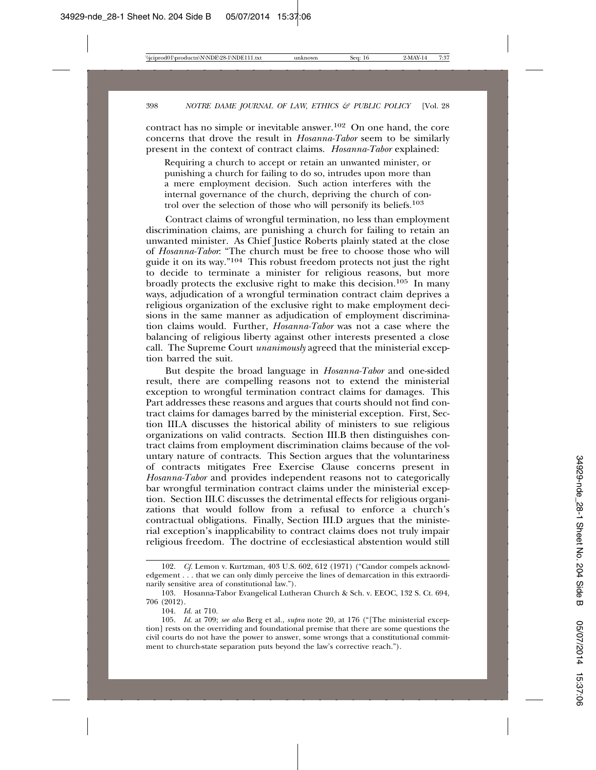contract has no simple or inevitable answer.[102] On one hand, the core concerns that drove the result in *Hosanna-Tabor* seem to be similarly present in the context of contract claims. *Hosanna-Tabor* explained:

> Requiring a church to accept or retain an unwanted minister, or punishing a church for failing to do so, intrudes upon more than a mere employment decision. Such action interferes with the internal governance of the church, depriving the church of control over the selection of those who will personify its beliefs.[103]

Contract claims of wrongful termination, no less than employment discrimination claims, are punishing a church for failing to retain an unwanted minister. As Chief Justice Roberts plainly stated at the close of *Hosanna-Tabor*: "The church must be free to choose those who will guide it on its way."[104] This robust freedom protects not just the right to decide to terminate a minister for religious reasons, but more broadly protects the exclusive right to make this decision.[105] In many ways, adjudication of a wrongful termination contract claim deprives a religious organization of the exclusive right to make employment decisions in the same manner as adjudication of employment discrimination claims would. Further, *Hosanna-Tabor* was not a case where the balancing of religious liberty against other interests presented a close call. The Supreme Court *unanimously* agreed that the ministerial exception barred the suit.

But despite the broad language in *Hosanna-Tabor* and one-sided result, there are compelling reasons not to extend the ministerial exception to wrongful termination contract claims for damages. This Part addresses these reasons and argues that courts should not find contract claims for damages barred by the ministerial exception. First, Section III.A discusses the historical ability of ministers to sue religious organizations on valid contracts. Section III.B then distinguishes contract claims from employment discrimination claims because of the voluntary nature of contracts. This Section argues that the voluntariness of contracts mitigates Free Exercise Clause concerns present in *Hosanna-Tabor* and provides independent reasons not to categorically bar wrongful termination contract claims under the ministerial exception. Section III.C discusses the detrimental effects for religious organizations that would follow from a refusal to enforce a church's contractual obligations. Finally, Section III.D argues that the ministerial exception's inapplicability to contract claims does not truly impair religious freedom. The doctrine of ecclesiastical abstention would still

---

102. *Cf.* Lemon v. Kurtzman, 403 U.S. 602, 612 (1971) ("Candor compels acknowledgement . . . that we can only dimly perceive the lines of demarcation in this extraordinarily sensitive area of constitutional law.").

103. Hosanna-Tabor Evangelical Lutheran Church & Sch. v. EEOC, 132 S. Ct. 694, 706 (2012).

104. *Id.* at 710.

105. *Id.* at 709; *see also* Berg et al., *supra* note 20, at 176 ("[The ministerial exception] rests on the overriding and foundational premise that there are some questions the civil courts do not have the power to answer, some wrongs that a constitutional commitment to church-state separation puts beyond the law's corrective reach.").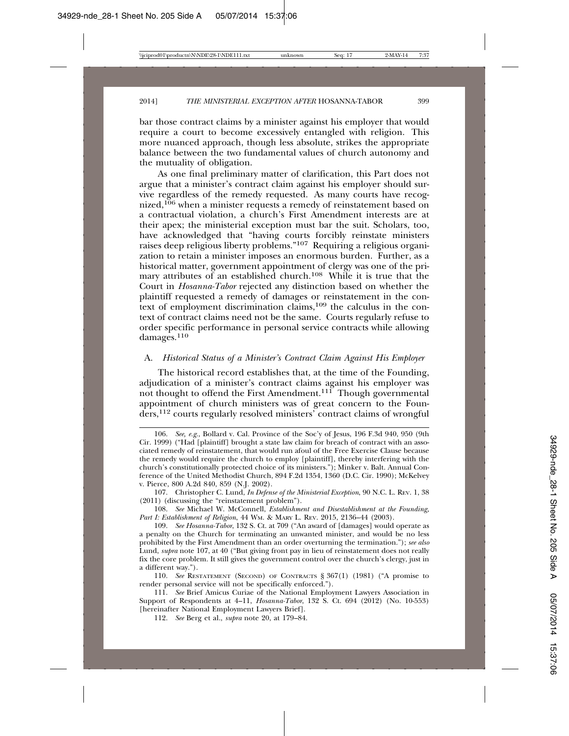bar those contract claims by a minister against his employer that would require a court to become excessively entangled with religion. This more nuanced approach, though less absolute, strikes the appropriate balance between the two fundamental values of church autonomy and the mutuality of obligation.

As one final preliminary matter of clarification, this Part does not argue that a minister's contract claim against his employer should survive regardless of the remedy requested. As many courts have recognized,[106] when a minister requests a remedy of reinstatement based on a contractual violation, a church's First Amendment interests are at their apex; the ministerial exception must bar the suit. Scholars, too, have acknowledged that "having courts forcibly reinstate ministers raises deep religious liberty problems."[107] Requiring a religious organization to retain a minister imposes an enormous burden. Further, as a historical matter, government appointment of clergy was one of the primary attributes of an established church.[108] While it is true that the Court in *Hosanna-Tabor* rejected any distinction based on whether the plaintiff requested a remedy of damages or reinstatement in the context of employment discrimination claims,[109] the calculus in the context of contract claims need not be the same. Courts regularly refuse to order specific performance in personal service contracts while allowing damages.[110]

## A. *Historical Status of a Minister's Contract Claim Against His Employer*

The historical record establishes that, at the time of the Founding, adjudication of a minister's contract claims against his employer was not thought to offend the First Amendment.[111] Though governmental appointment of church ministers was of great concern to the Founders,[112] courts regularly resolved ministers' contract claims of wrongful

---

106. *See, e.g.*, Bollard v. Cal. Province of the Soc'y of Jesus, 196 F.3d 940, 950 (9th Cir. 1999) ("Had [plaintiff] brought a state law claim for breach of contract with an associated remedy of reinstatement, that would run afoul of the Free Exercise Clause because the remedy would require the church to employ [plaintiff], thereby interfering with the church's constitutionally protected choice of its ministers."); Minker v. Balt. Annual Conference of the United Methodist Church, 894 F.2d 1354, 1360 (D.C. Cir. 1990); McKelvey v. Pierce, 800 A.2d 840, 859 (N.J. 2002).

107. Christopher C. Lund, *In Defense of the Ministerial Exception*, 90 N.C. L. Rev. 1, 38 (2011) (discussing the "reinstatement problem").

108. *See* Michael W. McConnell, *Establishment and Disestablishment at the Founding, Part I: Establishment of Religion*, 44 Wm. & Mary L. Rev. 2015, 2136–44 (2003).

109. *See Hosanna-Tabor*, 132 S. Ct. at 709 ("An award of [damages] would operate as a penalty on the Church for terminating an unwanted minister, and would be no less prohibited by the First Amendment than an order overturning the termination."); *see also* Lund, *supra* note 107, at 40 ("But giving front pay in lieu of reinstatement does not really fix the core problem. It still gives the government control over the church's clergy, just in a different way.").

110. *See* Restatement (Second) of Contracts § 367(1) (1981) ("A promise to render personal service will not be specifically enforced.").

111. *See* Brief Amicus Curiae of the National Employment Lawyers Association in Support of Respondents at 4–11, *Hosanna-Tabor*, 132 S. Ct. 694 (2012) (No. 10-553) [hereinafter National Employment Lawyers Brief].

112. *See* Berg et al., *supra* note 20, at 179–84.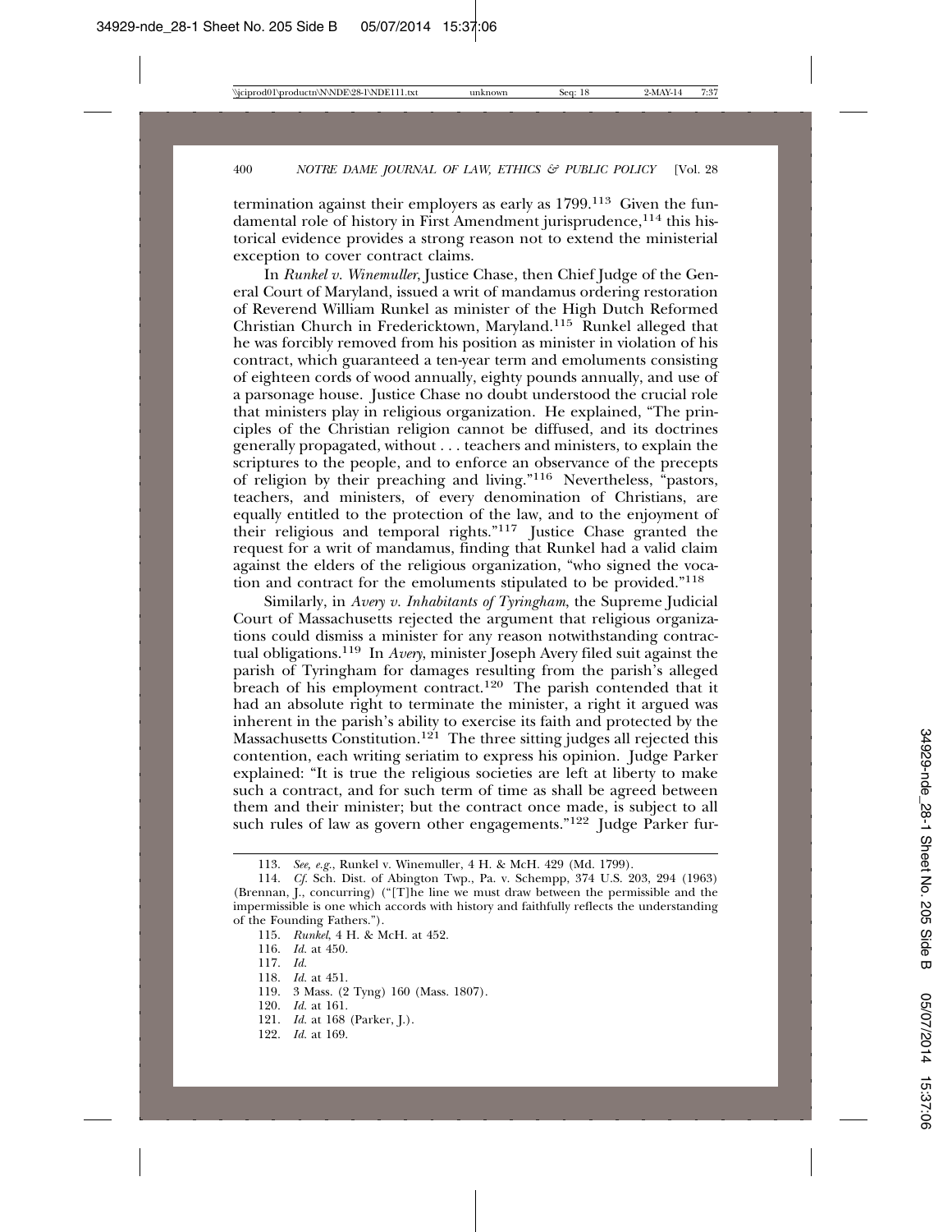termination against their employers as early as 1799.[113] Given the fundamental role of history in First Amendment jurisprudence,[114] this historical evidence provides a strong reason not to extend the ministerial exception to cover contract claims.

In *Runkel v. Winemuller*, Justice Chase, then Chief Judge of the General Court of Maryland, issued a writ of mandamus ordering restoration of Reverend William Runkel as minister of the High Dutch Reformed Christian Church in Fredericktown, Maryland.[115] Runkel alleged that he was forcibly removed from his position as minister in violation of his contract, which guaranteed a ten-year term and emoluments consisting of eighteen cords of wood annually, eighty pounds annually, and use of a parsonage house. Justice Chase no doubt understood the crucial role that ministers play in religious organization. He explained, "The principles of the Christian religion cannot be diffused, and its doctrines generally propagated, without . . . teachers and ministers, to explain the scriptures to the people, and to enforce an observance of the precepts of religion by their preaching and living."[116] Nevertheless, "pastors, teachers, and ministers, of every denomination of Christians, are equally entitled to the protection of the law, and to the enjoyment of their religious and temporal rights."[117] Justice Chase granted the request for a writ of mandamus, finding that Runkel had a valid claim against the elders of the religious organization, "who signed the vocation and contract for the emoluments stipulated to be provided."[118]

Similarly, in *Avery v. Inhabitants of Tyringham*, the Supreme Judicial Court of Massachusetts rejected the argument that religious organizations could dismiss a minister for any reason notwithstanding contractual obligations.[119] In *Avery*, minister Joseph Avery filed suit against the parish of Tyringham for damages resulting from the parish's alleged breach of his employment contract.[120] The parish contended that it had an absolute right to terminate the minister, a right it argued was inherent in the parish's ability to exercise its faith and protected by the Massachusetts Constitution.[121] The three sitting judges all rejected this contention, each writing seriatim to express his opinion. Judge Parker explained: "It is true the religious societies are left at liberty to make such a contract, and for such term of time as shall be agreed between them and their minister; but the contract once made, is subject to all such rules of law as govern other engagements."[122] Judge Parker fur-

---

113. *See, e.g.*, Runkel v. Winemuller, 4 H. & McH. 429 (Md. 1799).

114. *Cf.* Sch. Dist. of Abington Twp., Pa. v. Schempp, 374 U.S. 203, 294 (1963) (Brennan, J., concurring) ("[T]he line we must draw between the permissible and the impermissible is one which accords with history and faithfully reflects the understanding of the Founding Fathers.").

115. *Runkel*, 4 H. & McH. at 452.

116. *Id.* at 450.

117. *Id.*

118. *Id.* at 451.

119. 3 Mass. (2 Tyng) 160 (Mass. 1807).

120. *Id.* at 161.

121. *Id.* at 168 (Parker, J.).

122. *Id.* at 169.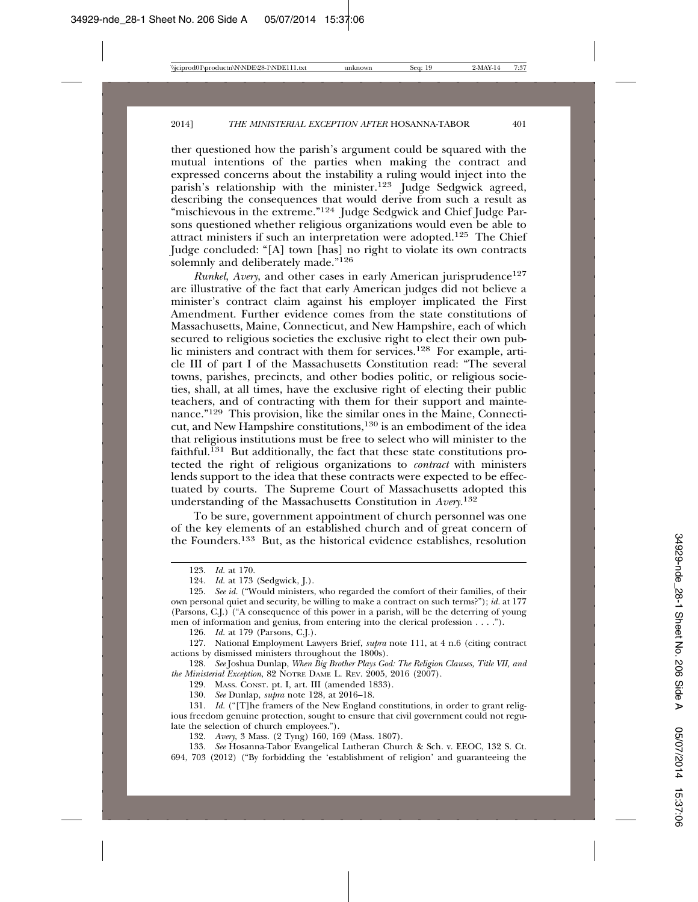ther questioned how the parish's argument could be squared with the mutual intentions of the parties when making the contract and expressed concerns about the instability a ruling would inject into the parish's relationship with the minister.[123] Judge Sedgwick agreed, describing the consequences that would derive from such a result as "mischievous in the extreme."[124] Judge Sedgwick and Chief Judge Parsons questioned whether religious organizations would even be able to attract ministers if such an interpretation were adopted.[125] The Chief Judge concluded: "[A] town [has] no right to violate its own contracts solemnly and deliberately made."[126]

*Runkel*, *Avery*, and other cases in early American jurisprudence[127] are illustrative of the fact that early American judges did not believe a minister's contract claim against his employer implicated the First Amendment. Further evidence comes from the state constitutions of Massachusetts, Maine, Connecticut, and New Hampshire, each of which secured to religious societies the exclusive right to elect their own public ministers and contract with them for services.[128] For example, article III of part I of the Massachusetts Constitution read: "The several towns, parishes, precincts, and other bodies politic, or religious societies, shall, at all times, have the exclusive right of electing their public teachers, and of contracting with them for their support and maintenance."[129] This provision, like the similar ones in the Maine, Connecticut, and New Hampshire constitutions,[130] is an embodiment of the idea that religious institutions must be free to select who will minister to the faithful.[131] But additionally, the fact that these state constitutions protected the right of religious organizations to *contract* with ministers lends support to the idea that these contracts were expected to be effectuated by courts. The Supreme Court of Massachusetts adopted this understanding of the Massachusetts Constitution in *Avery*.[132]

To be sure, government appointment of church personnel was one of the key elements of an established church and of great concern of the Founders.[133] But, as the historical evidence establishes, resolution

---

123. *Id.* at 170.

124. *Id.* at 173 (Sedgwick, J.).

125. *See id.* ("Would ministers, who regarded the comfort of their families, of their own personal quiet and security, be willing to make a contract on such terms?"); *id.* at 177 (Parsons, C.J.) ("A consequence of this power in a parish, will be the deterring of young men of information and genius, from entering into the clerical profession . . . .").

126. *Id.* at 179 (Parsons, C.J.).

127. National Employment Lawyers Brief, *supra* note 111, at 4 n.6 (citing contract actions by dismissed ministers throughout the 1800s).

128. *See* Joshua Dunlap, *When Big Brother Plays God: The Religion Clauses, Title VII, and the Ministerial Exception*, 82 NOTRE DAME L. REV. 2005, 2016 (2007).

129. MASS. CONST. pt. I, art. III (amended 1833).

130. *See* Dunlap, *supra* note 128, at 2016–18.

131. *Id.* ("[T]he framers of the New England constitutions, in order to grant religious freedom genuine protection, sought to ensure that civil government could not regulate the selection of church employees.").

132. *Avery*, 3 Mass. (2 Tyng) 160, 169 (Mass. 1807).

133. *See* Hosanna-Tabor Evangelical Lutheran Church & Sch. v. EEOC, 132 S. Ct. 694, 703 (2012) ("By forbidding the 'establishment of religion' and guaranteeing the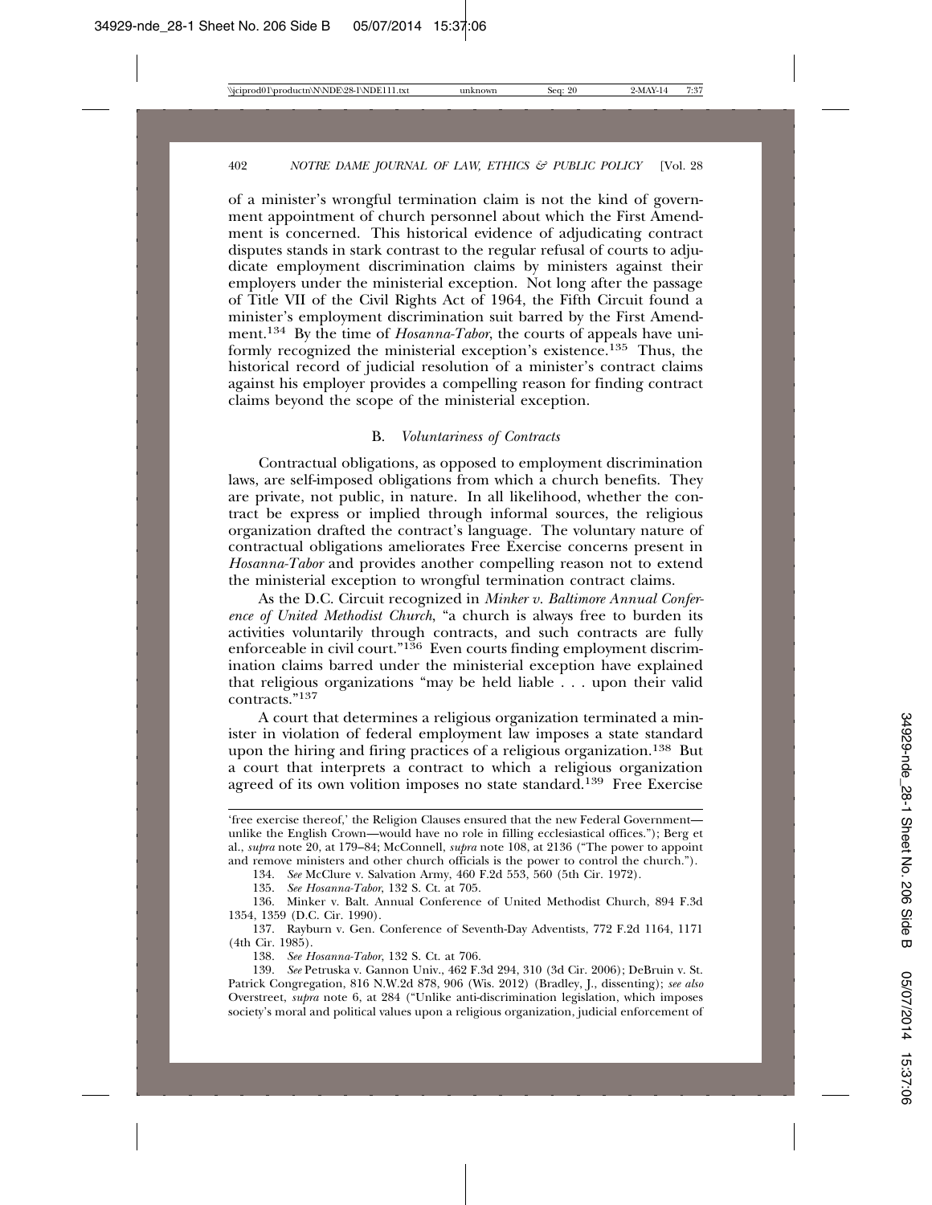of a minister's wrongful termination claim is not the kind of government appointment of church personnel about which the First Amendment is concerned. This historical evidence of adjudicating contract disputes stands in stark contrast to the regular refusal of courts to adjudicate employment discrimination claims by ministers against their employers under the ministerial exception. Not long after the passage of Title VII of the Civil Rights Act of 1964, the Fifth Circuit found a minister's employment discrimination suit barred by the First Amendment.[134] By the time of *Hosanna-Tabor*, the courts of appeals have uniformly recognized the ministerial exception's existence.[135] Thus, the historical record of judicial resolution of a minister's contract claims against his employer provides a compelling reason for finding contract claims beyond the scope of the ministerial exception.

### B. *Voluntariness of Contracts*

Contractual obligations, as opposed to employment discrimination laws, are self-imposed obligations from which a church benefits. They are private, not public, in nature. In all likelihood, whether the contract be express or implied through informal sources, the religious organization drafted the contract's language. The voluntary nature of contractual obligations ameliorates Free Exercise concerns present in *Hosanna-Tabor* and provides another compelling reason not to extend the ministerial exception to wrongful termination contract claims.

As the D.C. Circuit recognized in *Minker v. Baltimore Annual Conference of United Methodist Church*, "a church is always free to burden its activities voluntarily through contracts, and such contracts are fully enforceable in civil court."[136] Even courts finding employment discrimination claims barred under the ministerial exception have explained that religious organizations "may be held liable . . . upon their valid contracts."[137]

A court that determines a religious organization terminated a minister in violation of federal employment law imposes a state standard upon the hiring and firing practices of a religious organization.[138] But a court that interprets a contract to which a religious organization agreed of its own volition imposes no state standard.[139] Free Exercise

---

'free exercise thereof,' the Religion Clauses ensured that the new Federal Government—unlike the English Crown—would have no role in filling ecclesiastical offices."); Berg et al., *supra* note 20, at 179–84; McConnell, *supra* note 108, at 2136 ("The power to appoint and remove ministers and other church officials is the power to control the church.").

134. *See* McClure v. Salvation Army, 460 F.2d 553, 560 (5th Cir. 1972).

135. *See Hosanna-Tabor*, 132 S. Ct. at 705.

136. Minker v. Balt. Annual Conference of United Methodist Church, 894 F.3d 1354, 1359 (D.C. Cir. 1990).

137. Rayburn v. Gen. Conference of Seventh-Day Adventists, 772 F.2d 1164, 1171 (4th Cir. 1985).

138. *See Hosanna-Tabor*, 132 S. Ct. at 706.

139. *See* Petruska v. Gannon Univ., 462 F.3d 294, 310 (3d Cir. 2006); DeBruin v. St. Patrick Congregation, 816 N.W.2d 878, 906 (Wis. 2012) (Bradley, J., dissenting); *see also* Overstreet, *supra* note 6, at 284 ("Unlike anti-discrimination legislation, which imposes society's moral and political values upon a religious organization, judicial enforcement of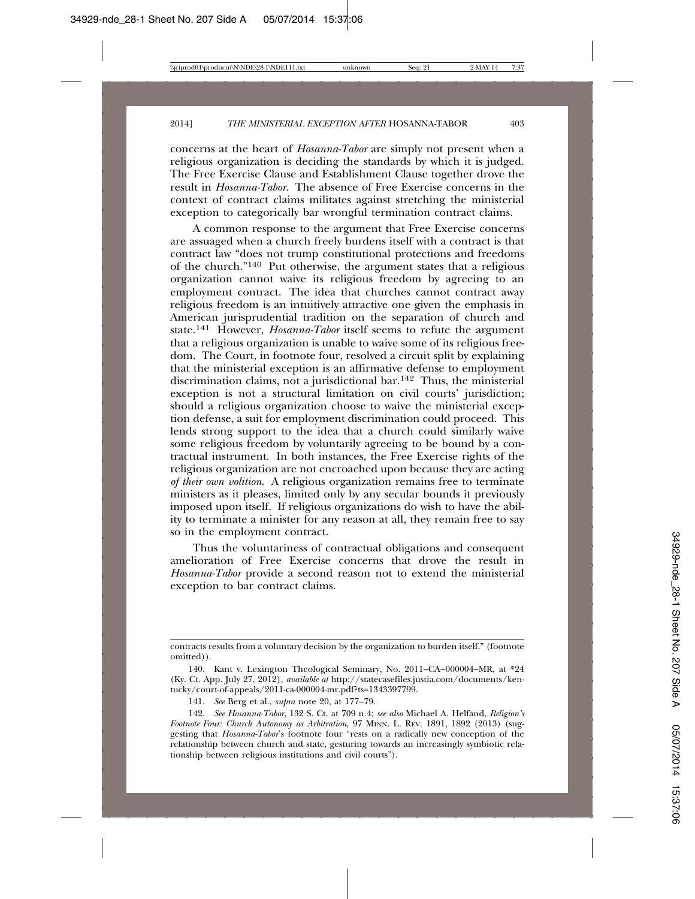concerns at the heart of *Hosanna-Tabor* are simply not present when a religious organization is deciding the standards by which it is judged. The Free Exercise Clause and Establishment Clause together drove the result in *Hosanna-Tabor*. The absence of Free Exercise concerns in the context of contract claims militates against stretching the ministerial exception to categorically bar wrongful termination contract claims.

A common response to the argument that Free Exercise concerns are assuaged when a church freely burdens itself with a contract is that contract law "does not trump constitutional protections and freedoms of the church."[140] Put otherwise, the argument states that a religious organization cannot waive its religious freedom by agreeing to an employment contract. The idea that churches cannot contract away religious freedom is an intuitively attractive one given the emphasis in American jurisprudential tradition on the separation of church and state.[141] However, *Hosanna-Tabor* itself seems to refute the argument that a religious organization is unable to waive some of its religious freedom. The Court, in footnote four, resolved a circuit split by explaining that the ministerial exception is an affirmative defense to employment discrimination claims, not a jurisdictional bar.[142] Thus, the ministerial exception is not a structural limitation on civil courts' jurisdiction; should a religious organization choose to waive the ministerial exception defense, a suit for employment discrimination could proceed. This lends strong support to the idea that a church could similarly waive some religious freedom by voluntarily agreeing to be bound by a contractual instrument. In both instances, the Free Exercise rights of the religious organization are not encroached upon because they are acting *of their own volition*. A religious organization remains free to terminate ministers as it pleases, limited only by any secular bounds it previously imposed upon itself. If religious organizations do wish to have the ability to terminate a minister for any reason at all, they remain free to say so in the employment contract.

Thus the voluntariness of contractual obligations and consequent amelioration of Free Exercise concerns that drove the result in *Hosanna-Tabor* provide a second reason not to extend the ministerial exception to bar contract claims.

---

contracts results from a voluntary decision by the organization to burden itself." (footnote omitted)).

140. Kant v. Lexington Theological Seminary, No. 2011–CA–000004–MR, at *24 (Ky. Ct. App. July 27, 2012), *available at* http://statecasefiles.justia.com/documents/kentucky/court-of-appeals/2011-ca-000004-mr.pdf?ts=1343397799.

141. *See* Berg et al., *supra* note 20, at 177–79.

142. *See Hosanna-Tabor*, 132 S. Ct. at 709 n.4; *see also* Michael A. Helfand, *Religion's Footnote Four: Church Autonomy as Arbitration*, 97 MINN. L. REV. 1891, 1892 (2013) (suggesting that *Hosanna-Tabor*'s footnote four "rests on a radically new conception of the relationship between church and state, gesturing towards an increasingly symbiotic relationship between religious institutions and civil courts").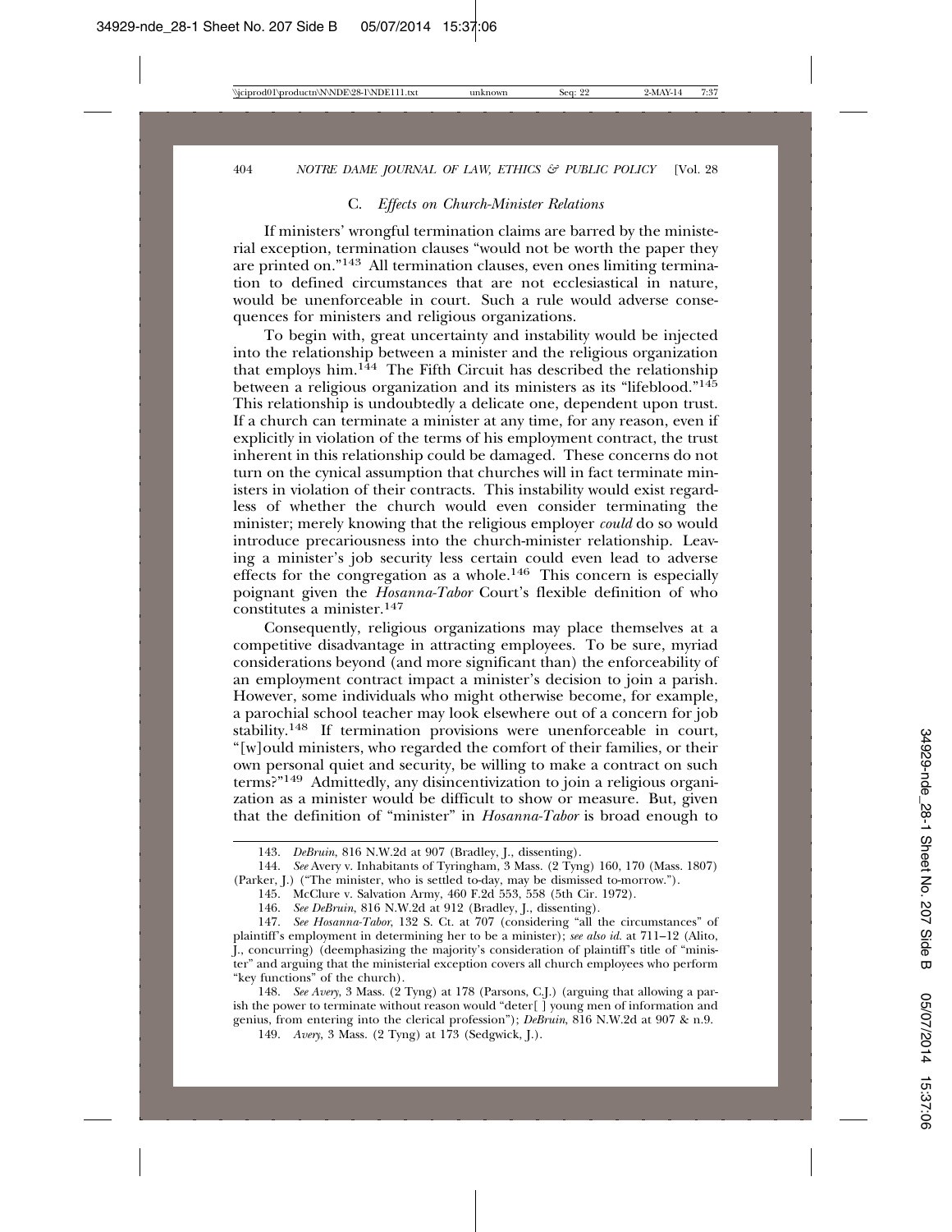### C. *Effects on Church-Minister Relations*

If ministers' wrongful termination claims are barred by the ministerial exception, termination clauses "would not be worth the paper they are printed on."[143] All termination clauses, even ones limiting termination to defined circumstances that are not ecclesiastical in nature, would be unenforceable in court. Such a rule would adverse consequences for ministers and religious organizations.

To begin with, great uncertainty and instability would be injected into the relationship between a minister and the religious organization that employs him.[144] The Fifth Circuit has described the relationship between a religious organization and its ministers as its "lifeblood."[145] This relationship is undoubtedly a delicate one, dependent upon trust. If a church can terminate a minister at any time, for any reason, even if explicitly in violation of the terms of his employment contract, the trust inherent in this relationship could be damaged. These concerns do not turn on the cynical assumption that churches will in fact terminate ministers in violation of their contracts. This instability would exist regardless of whether the church would even consider terminating the minister; merely knowing that the religious employer *could* do so would introduce precariousness into the church-minister relationship. Leaving a minister's job security less certain could even lead to adverse effects for the congregation as a whole.[146] This concern is especially poignant given the *Hosanna-Tabor* Court's flexible definition of who constitutes a minister.[147]

Consequently, religious organizations may place themselves at a competitive disadvantage in attracting employees. To be sure, myriad considerations beyond (and more significant than) the enforceability of an employment contract impact a minister's decision to join a parish. However, some individuals who might otherwise become, for example, a parochial school teacher may look elsewhere out of a concern for job stability.[148] If termination provisions were unenforceable in court, "[w]ould ministers, who regarded the comfort of their families, or their own personal quiet and security, be willing to make a contract on such terms?"[149] Admittedly, any disincentivization to join a religious organization as a minister would be difficult to show or measure. But, given that the definition of "minister" in *Hosanna-Tabor* is broad enough to

---

143. *DeBruin*, 816 N.W.2d at 907 (Bradley, J., dissenting).

144. *See* Avery v. Inhabitants of Tyringham, 3 Mass. (2 Tyng) 160, 170 (Mass. 1807) (Parker, J.) ("The minister, who is settled to-day, may be dismissed to-morrow.").

145. McClure v. Salvation Army, 460 F.2d 553, 558 (5th Cir. 1972).

146. *See DeBruin*, 816 N.W.2d at 912 (Bradley, J., dissenting).

147. *See Hosanna-Tabor*, 132 S. Ct. at 707 (considering "all the circumstances" of plaintiff's employment in determining her to be a minister); *see also id.* at 711–12 (Alito, J., concurring) (deemphasizing the majority's consideration of plaintiff's title of "minister" and arguing that the ministerial exception covers all church employees who perform "key functions" of the church).

148. *See Avery*, 3 Mass. (2 Tyng) at 178 (Parsons, C.J.) (arguing that allowing a parish the power to terminate without reason would "deter[ ] young men of information and genius, from entering into the clerical profession"); *DeBruin*, 816 N.W.2d at 907 & n.9.

149. *Avery*, 3 Mass. (2 Tyng) at 173 (Sedgwick, J.).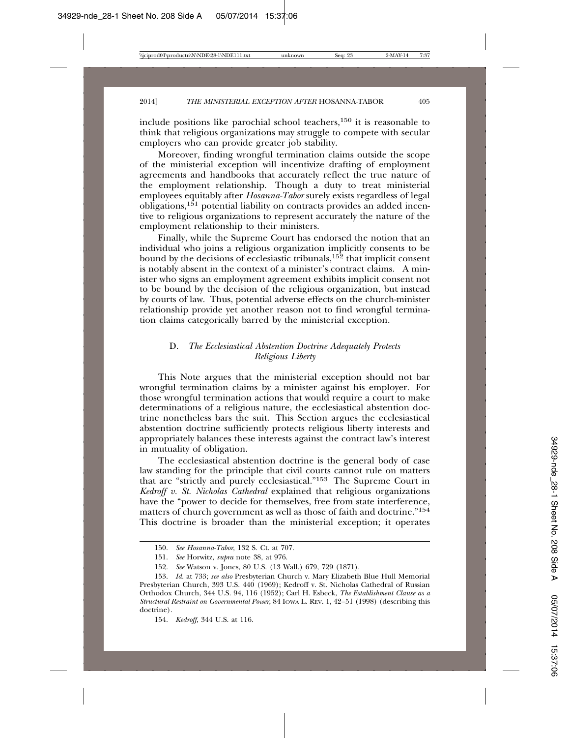include positions like parochial school teachers,[150] it is reasonable to think that religious organizations may struggle to compete with secular employers who can provide greater job stability.

Moreover, finding wrongful termination claims outside the scope of the ministerial exception will incentivize drafting of employment agreements and handbooks that accurately reflect the true nature of the employment relationship. Though a duty to treat ministerial employees equitably after *Hosanna-Tabor* surely exists regardless of legal obligations,[151] potential liability on contracts provides an added incentive to religious organizations to represent accurately the nature of the employment relationship to their ministers.

Finally, while the Supreme Court has endorsed the notion that an individual who joins a religious organization implicitly consents to be bound by the decisions of ecclesiastic tribunals,[152] that implicit consent is notably absent in the context of a minister's contract claims. A minister who signs an employment agreement exhibits implicit consent not to be bound by the decision of the religious organization, but instead by courts of law. Thus, potential adverse effects on the church-minister relationship provide yet another reason not to find wrongful termination claims categorically barred by the ministerial exception.

### D. *The Ecclesiastical Abstention Doctrine Adequately Protects Religious Liberty*

This Note argues that the ministerial exception should not bar wrongful termination claims by a minister against his employer. For those wrongful termination actions that would require a court to make determinations of a religious nature, the ecclesiastical abstention doctrine nonetheless bars the suit. This Section argues the ecclesiastical abstention doctrine sufficiently protects religious liberty interests and appropriately balances these interests against the contract law's interest in mutuality of obligation.

The ecclesiastical abstention doctrine is the general body of case law standing for the principle that civil courts cannot rule on matters that are "strictly and purely ecclesiastical."[153] The Supreme Court in *Kedroff v. St. Nicholas Cathedral* explained that religious organizations have the "power to decide for themselves, free from state interference, matters of church government as well as those of faith and doctrine."[154] This doctrine is broader than the ministerial exception; it operates

---

150. *See Hosanna-Tabor*, 132 S. Ct. at 707.

151. *See* Horwitz, *supra* note 38, at 976.

152. *See* Watson v. Jones, 80 U.S. (13 Wall.) 679, 729 (1871).

153. *Id.* at 733; *see also* Presbyterian Church v. Mary Elizabeth Blue Hull Memorial Presbyterian Church, 393 U.S. 440 (1969); Kedroff v. St. Nicholas Cathedral of Russian Orthodox Church, 344 U.S. 94, 116 (1952); Carl H. Esbeck, *The Establishment Clause as a Structural Restraint on Governmental Power*, 84 IOWA L. REV. 1, 42–51 (1998) (describing this doctrine).

154. *Kedroff*, 344 U.S. at 116.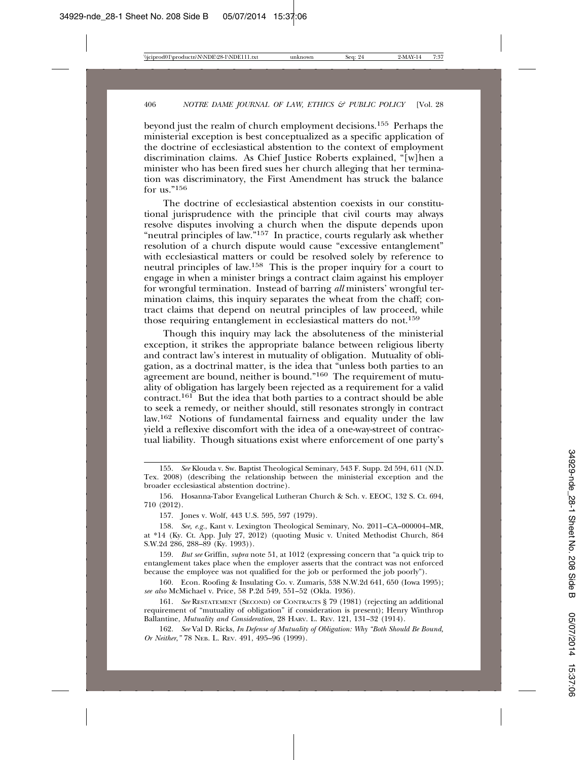beyond just the realm of church employment decisions.[155] Perhaps the ministerial exception is best conceptualized as a specific application of the doctrine of ecclesiastical abstention to the context of employment discrimination claims. As Chief Justice Roberts explained, "[w]hen a minister who has been fired sues her church alleging that her termination was discriminatory, the First Amendment has struck the balance for us."[156]

The doctrine of ecclesiastical abstention coexists in our constitutional jurisprudence with the principle that civil courts may always resolve disputes involving a church when the dispute depends upon "neutral principles of law."[157] In practice, courts regularly ask whether resolution of a church dispute would cause "excessive entanglement" with ecclesiastical matters or could be resolved solely by reference to neutral principles of law.[158] This is the proper inquiry for a court to engage in when a minister brings a contract claim against his employer for wrongful termination. Instead of barring *all* ministers' wrongful termination claims, this inquiry separates the wheat from the chaff; contract claims that depend on neutral principles of law proceed, while those requiring entanglement in ecclesiastical matters do not.[159]

Though this inquiry may lack the absoluteness of the ministerial exception, it strikes the appropriate balance between religious liberty and contract law's interest in mutuality of obligation. Mutuality of obligation, as a doctrinal matter, is the idea that "unless both parties to an agreement are bound, neither is bound."[160] The requirement of mutuality of obligation has largely been rejected as a requirement for a valid contract.[161] But the idea that both parties to a contract should be able to seek a remedy, or neither should, still resonates strongly in contract law.[162] Notions of fundamental fairness and equality under the law yield a reflexive discomfort with the idea of a one-way-street of contractual liability. Though situations exist where enforcement of one party's

---

155. *See* Klouda v. Sw. Baptist Theological Seminary, 543 F. Supp. 2d 594, 611 (N.D. Tex. 2008) (describing the relationship between the ministerial exception and the broader ecclesiastical abstention doctrine).

156. Hosanna-Tabor Evangelical Lutheran Church & Sch. v. EEOC, 132 S. Ct. 694, 710 (2012).

157. Jones v. Wolf, 443 U.S. 595, 597 (1979).

158. *See, e.g.*, Kant v. Lexington Theological Seminary, No. 2011–CA–000004–MR, at *14 (Ky. Ct. App. July 27, 2012) (quoting Music v. United Methodist Church, 864 S.W.2d 286, 288–89 (Ky. 1993)).

159. *But see* Griffin, *supra* note 51, at 1012 (expressing concern that "a quick trip to entanglement takes place when the employer asserts that the contract was not enforced because the employee was not qualified for the job or performed the job poorly").

160. Econ. Roofing & Insulating Co. v. Zumaris, 538 N.W.2d 641, 650 (Iowa 1995); *see also* McMichael v. Price, 58 P.2d 549, 551–52 (Okla. 1936).

161. *See* RESTATEMENT (SECOND) OF CONTRACTS § 79 (1981) (rejecting an additional requirement of "mutuality of obligation" if consideration is present); Henry Winthrop Ballantine, *Mutuality and Consideration*, 28 HARV. L. REV. 121, 131–32 (1914).

162. *See* Val D. Ricks, *In Defense of Mutuality of Obligation: Why "Both Should Be Bound, Or Neither,"* 78 NEB. L. REV. 491, 495–96 (1999).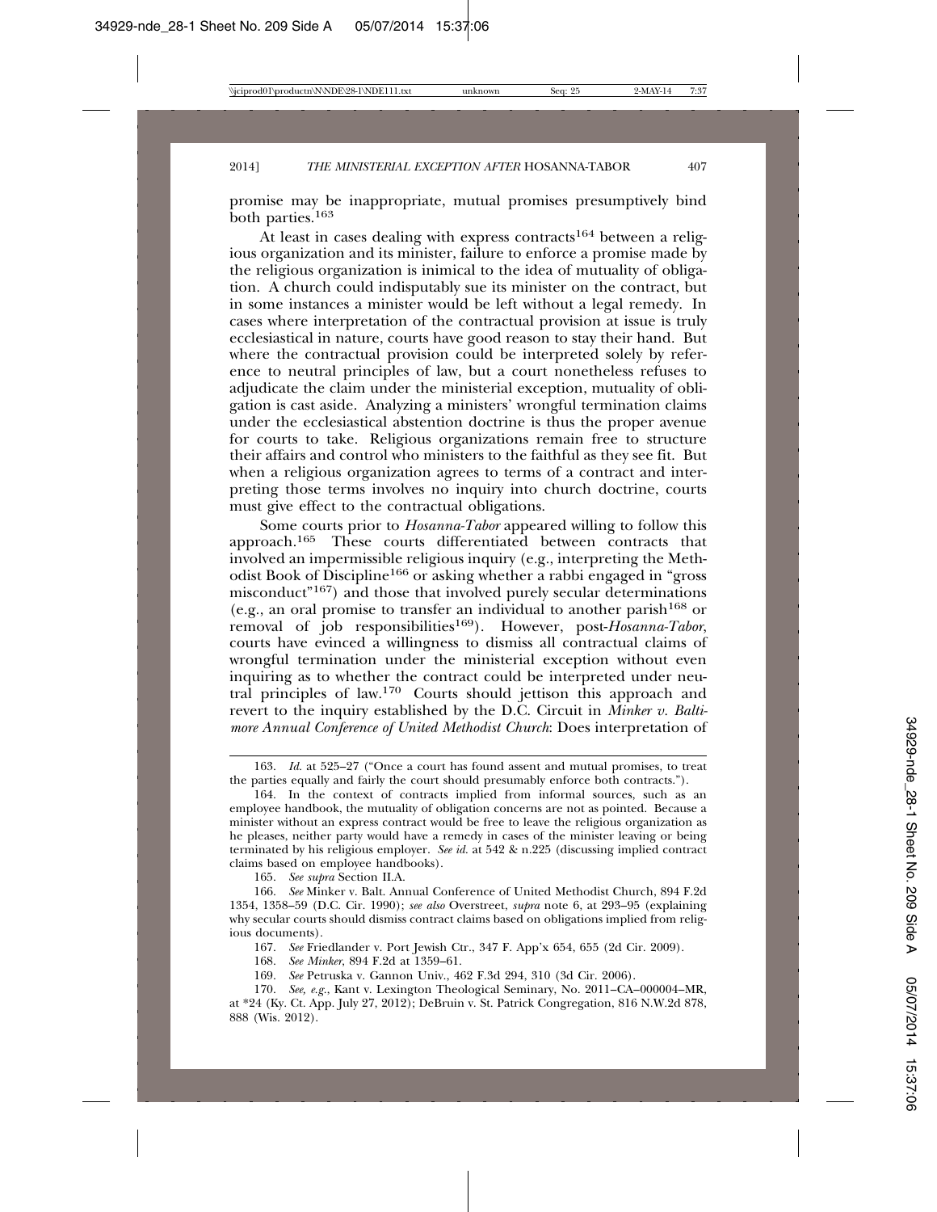promise may be inappropriate, mutual promises presumptively bind both parties.[163]

At least in cases dealing with express contracts[164] between a religious organization and its minister, failure to enforce a promise made by the religious organization is inimical to the idea of mutuality of obligation. A church could indisputably sue its minister on the contract, but in some instances a minister would be left without a legal remedy. In cases where interpretation of the contractual provision at issue is truly ecclesiastical in nature, courts have good reason to stay their hand. But where the contractual provision could be interpreted solely by reference to neutral principles of law, but a court nonetheless refuses to adjudicate the claim under the ministerial exception, mutuality of obligation is cast aside. Analyzing a ministers' wrongful termination claims under the ecclesiastical abstention doctrine is thus the proper avenue for courts to take. Religious organizations remain free to structure their affairs and control who ministers to the faithful as they see fit. But when a religious organization agrees to terms of a contract and interpreting those terms involves no inquiry into church doctrine, courts must give effect to the contractual obligations.

Some courts prior to *Hosanna-Tabor* appeared willing to follow this approach.[165] These courts differentiated between contracts that involved an impermissible religious inquiry (e.g., interpreting the Methodist Book of Discipline[166] or asking whether a rabbi engaged in "gross misconduct"[167]) and those that involved purely secular determinations (e.g., an oral promise to transfer an individual to another parish[168] or removal of job responsibilities[169]). However, post-*Hosanna-Tabor*, courts have evinced a willingness to dismiss all contractual claims of wrongful termination under the ministerial exception without even inquiring as to whether the contract could be interpreted under neutral principles of law.[170] Courts should jettison this approach and revert to the inquiry established by the D.C. Circuit in *Minker v. Baltimore Annual Conference of United Methodist Church*: Does interpretation of

---

163. *Id.* at 525–27 ("Once a court has found assent and mutual promises, to treat the parties equally and fairly the court should presumably enforce both contracts.").

164. In the context of contracts implied from informal sources, such as an employee handbook, the mutuality of obligation concerns are not as pointed. Because a minister without an express contract would be free to leave the religious organization as he pleases, neither party would have a remedy in cases of the minister leaving or being terminated by his religious employer. *See id.* at 542 & n.225 (discussing implied contract claims based on employee handbooks).

165. *See supra* Section II.A.

166. *See* Minker v. Balt. Annual Conference of United Methodist Church, 894 F.2d 1354, 1358–59 (D.C. Cir. 1990); *see also* Overstreet, *supra* note 6, at 293–95 (explaining why secular courts should dismiss contract claims based on obligations implied from religious documents).

167. *See* Friedlander v. Port Jewish Ctr., 347 F. App'x 654, 655 (2d Cir. 2009).

168. *See Minker*, 894 F.2d at 1359–61.

169. *See* Petruska v. Gannon Univ., 462 F.3d 294, 310 (3d Cir. 2006).

170. *See, e.g.*, Kant v. Lexington Theological Seminary, No. 2011–CA–000004–MR, at *24 (Ky. Ct. App. July 27, 2012); DeBruin v. St. Patrick Congregation, 816 N.W.2d 878, 888 (Wis. 2012).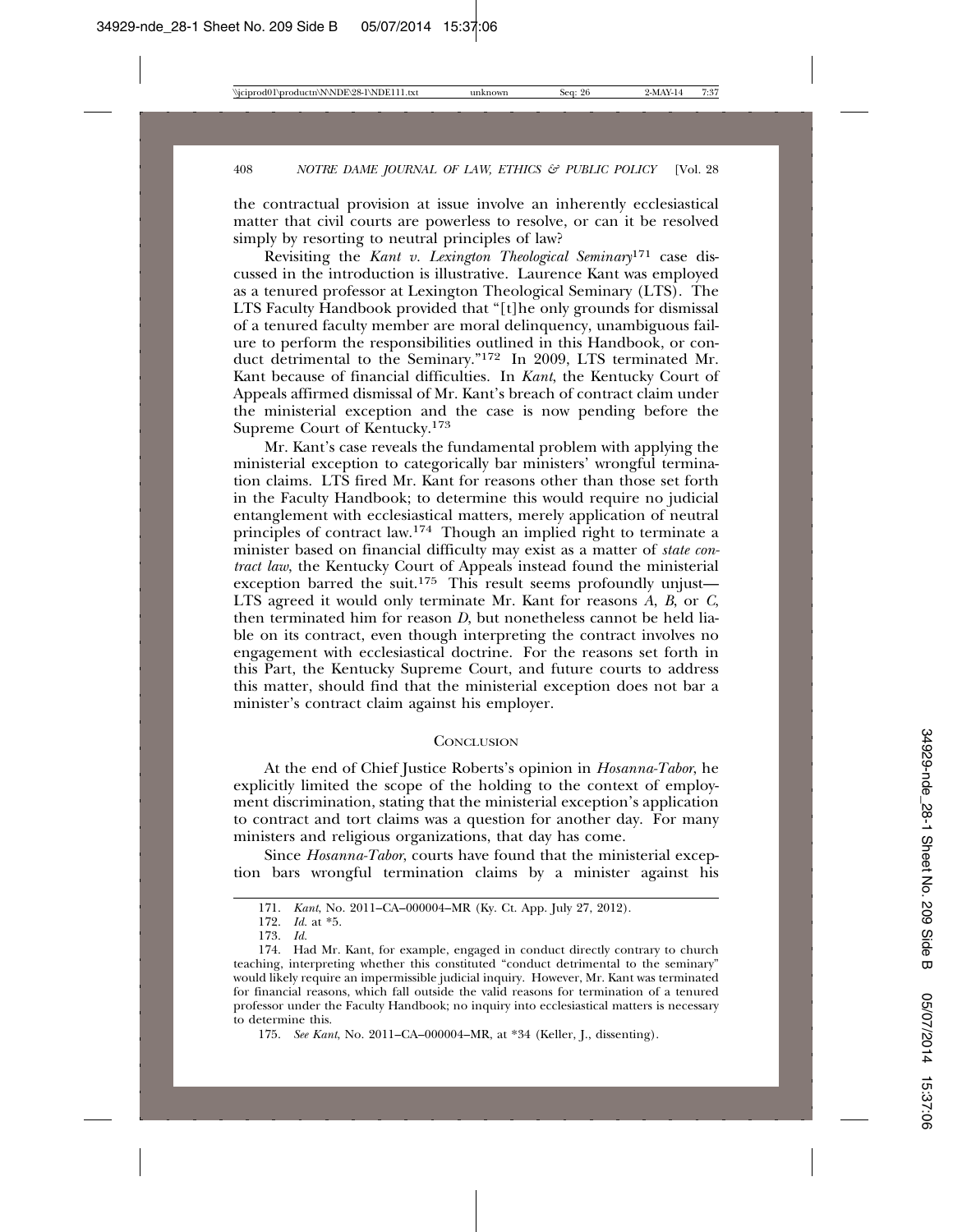the contractual provision at issue involve an inherently ecclesiastical matter that civil courts are powerless to resolve, or can it be resolved simply by resorting to neutral principles of law?

Revisiting the *Kant v. Lexington Theological Seminary*[171] case discussed in the introduction is illustrative. Laurence Kant was employed as a tenured professor at Lexington Theological Seminary (LTS). The LTS Faculty Handbook provided that "[t]he only grounds for dismissal of a tenured faculty member are moral delinquency, unambiguous failure to perform the responsibilities outlined in this Handbook, or conduct detrimental to the Seminary."[172] In 2009, LTS terminated Mr. Kant because of financial difficulties. In *Kant*, the Kentucky Court of Appeals affirmed dismissal of Mr. Kant's breach of contract claim under the ministerial exception and the case is now pending before the Supreme Court of Kentucky.[173]

Mr. Kant's case reveals the fundamental problem with applying the ministerial exception to categorically bar ministers' wrongful termination claims. LTS fired Mr. Kant for reasons other than those set forth in the Faculty Handbook; to determine this would require no judicial entanglement with ecclesiastical matters, merely application of neutral principles of contract law.[174] Though an implied right to terminate a minister based on financial difficulty may exist as a matter of *state contract law*, the Kentucky Court of Appeals instead found the ministerial exception barred the suit.[175] This result seems profoundly unjust—LTS agreed it would only terminate Mr. Kant for reasons *A*, *B*, or *C*, then terminated him for reason *D*, but nonetheless cannot be held liable on its contract, even though interpreting the contract involves no engagement with ecclesiastical doctrine. For the reasons set forth in this Part, the Kentucky Supreme Court, and future courts to address this matter, should find that the ministerial exception does not bar a minister's contract claim against his employer.

## CONCLUSION

At the end of Chief Justice Roberts's opinion in *Hosanna-Tabor*, he explicitly limited the scope of the holding to the context of employment discrimination, stating that the ministerial exception's application to contract and tort claims was a question for another day. For many ministers and religious organizations, that day has come.

Since *Hosanna-Tabor*, courts have found that the ministerial exception bars wrongful termination claims by a minister against his

---

171. *Kant*, No. 2011–CA–000004–MR (Ky. Ct. App. July 27, 2012).

172. *Id.* at *5.

173. *Id.*

174. Had Mr. Kant, for example, engaged in conduct directly contrary to church teaching, interpreting whether this constituted "conduct detrimental to the seminary" would likely require an impermissible judicial inquiry. However, Mr. Kant was terminated for financial reasons, which fall outside the valid reasons for termination of a tenured professor under the Faculty Handbook; no inquiry into ecclesiastical matters is necessary to determine this.

175. *See Kant*, No. 2011–CA–000004–MR, at *34 (Keller, J., dissenting).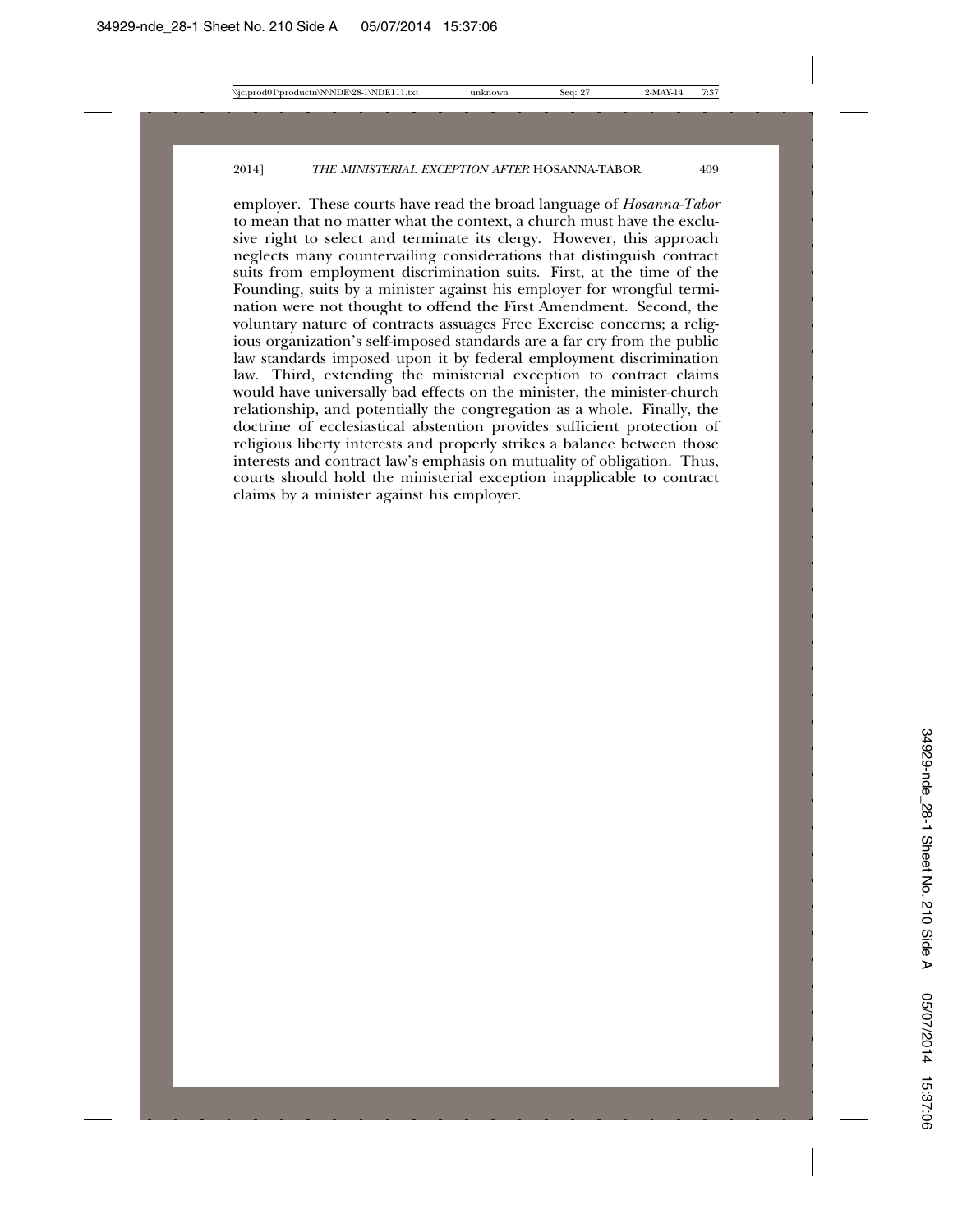employer. These courts have read the broad language of *Hosanna-Tabor* to mean that no matter what the context, a church must have the exclusive right to select and terminate its clergy. However, this approach neglects many countervailing considerations that distinguish contract suits from employment discrimination suits. First, at the time of the Founding, suits by a minister against his employer for wrongful termination were not thought to offend the First Amendment. Second, the voluntary nature of contracts assuages Free Exercise concerns; a religious organization's self-imposed standards are a far cry from the public law standards imposed upon it by federal employment discrimination law. Third, extending the ministerial exception to contract claims would have universally bad effects on the minister, the minister-church relationship, and potentially the congregation as a whole. Finally, the doctrine of ecclesiastical abstention provides sufficient protection of religious liberty interests and properly strikes a balance between those interests and contract law's emphasis on mutuality of obligation. Thus, courts should hold the ministerial exception inapplicable to contract claims by a minister against his employer.